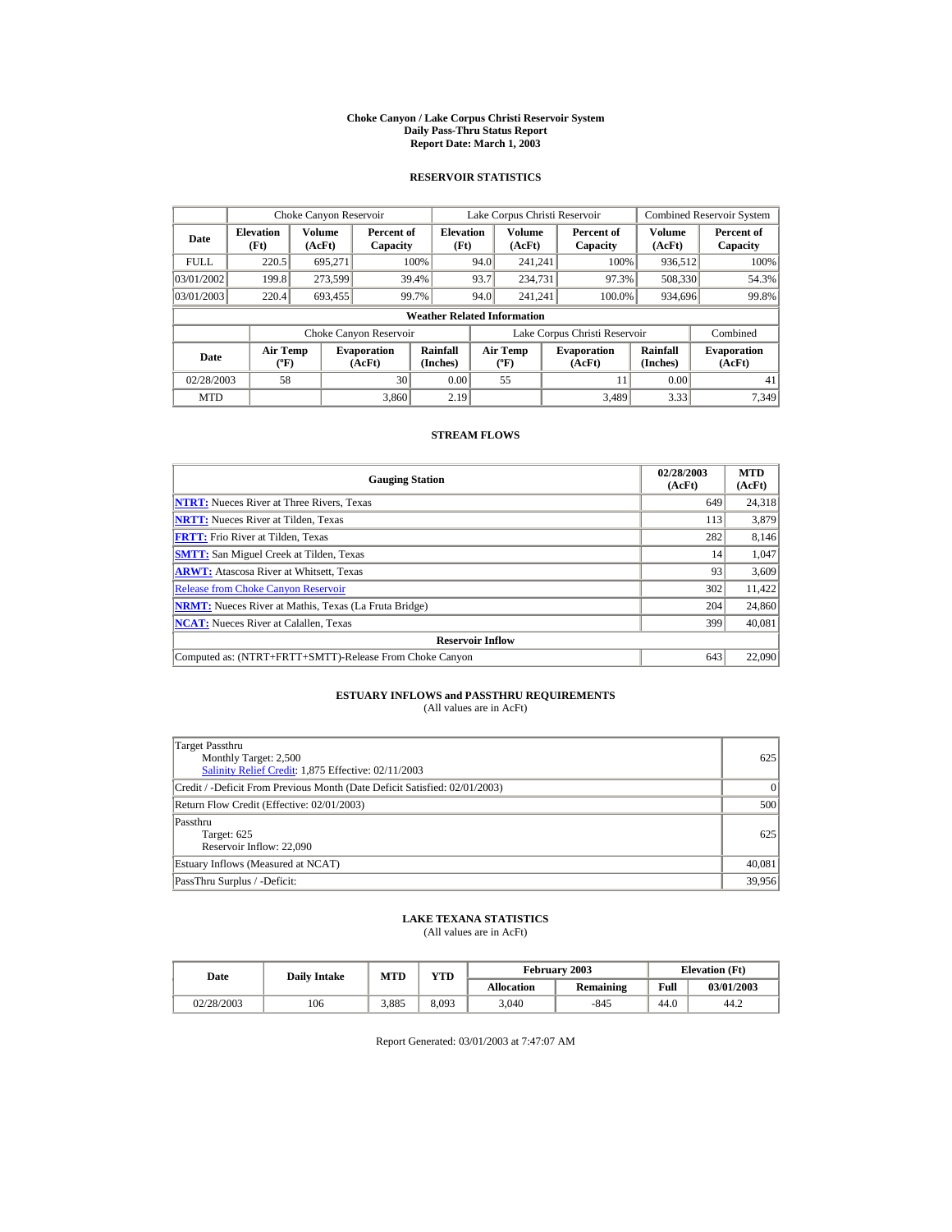# Choke Canyon / Lake Corpus Christi Reservoir System
## Daily Pass-Thru Status Report
### Report Date: March 1, 2003

## RESERVOIR STATISTICS

| | Choke Canyon Reservoir | | | Lake Corpus Christi Reservoir | | | Combined Reservoir System | |
|---|---|---|---|---|---|---|---|---|
| Date | Elevation (Ft) | Volume (AcFt) | Percent of Capacity | Elevation (Ft) | Volume (AcFt) | Percent of Capacity | Volume (AcFt) | Percent of Capacity |
| FULL | 220.5 | 695,271 | 100% | 94.0 | 241,241 | 100% | 936,512 | 100% |
| 03/01/2002 | 199.8 | 273,599 | 39.4% | 93.7 | 234,731 | 97.3% | 508,330 | 54.3% |
| 03/01/2003 | 220.4 | 693,455 | 99.7% | 94.0 | 241,241 | 100.0% | 934,696 | 99.8% |

**Weather Related Information**

| | Choke Canyon Reservoir | | | Lake Corpus Christi Reservoir | | | Combined |
|---|---|---|---|---|---|---|---|
| Date | Air Temp (ºF) | Evaporation (AcFt) | Rainfall (Inches) | Air Temp (ºF) | Evaporation (AcFt) | Rainfall (Inches) | Evaporation (AcFt) |
| 02/28/2003 | 58 | 30 | 0.00 | 55 | 11 | 0.00 | 41 |
| MTD | | 3,860 | 2.19 | | 3,489 | 3.33 | 7,349 |

## STREAM FLOWS

| Gauging Station | 02/28/2003 (AcFt) | MTD (AcFt) |
|---|---|---|
| **NTRT:** Nueces River at Three Rivers, Texas | 649 | 24,318 |
| **NRTT:** Nueces River at Tilden, Texas | 113 | 3,879 |
| **FRTT:** Frio River at Tilden, Texas | 282 | 8,146 |
| **SMTT:** San Miguel Creek at Tilden, Texas | 14 | 1,047 |
| **ARWT:** Atascosa River at Whitsett, Texas | 93 | 3,609 |
| Release from Choke Canyon Reservoir | 302 | 11,422 |
| **NRMT:** Nueces River at Mathis, Texas (La Fruta Bridge) | 204 | 24,860 |
| **NCAT:** Nueces River at Calallen, Texas | 399 | 40,081 |
| **Reservoir Inflow** | | |
| Computed as: (NTRT+FRTT+SMTT)-Release From Choke Canyon | 643 | 22,090 |

## ESTUARY INFLOWS and PASSTHRU REQUIREMENTS
(All values are in AcFt)

| | |
|---|---|
| Target Passthru<br>Monthly Target: 2,500<br>Salinity Relief Credit: 1,875 Effective: 02/11/2003 | 625 |
| Credit / -Deficit From Previous Month (Date Deficit Satisfied: 02/01/2003) | 0 |
| Return Flow Credit (Effective: 02/01/2003) | 500 |
| Passthru<br>Target: 625<br>Reservoir Inflow: 22,090 | 625 |
| Estuary Inflows (Measured at NCAT) | 40,081 |
| PassThru Surplus / -Deficit: | 39,956 |

## LAKE TEXANA STATISTICS
(All values are in AcFt)

| Date | Daily Intake | MTD | YTD | February 2003 | | Elevation (Ft) | |
|---|---|---|---|---|---|---|---|
| | | | | Allocation | Remaining | Full | 03/01/2003 |
| 02/28/2003 | 106 | 3,885 | 8,093 | 3,040 | -845 | 44.0 | 44.2 |

Report Generated: 03/01/2003 at 7:47:07 AM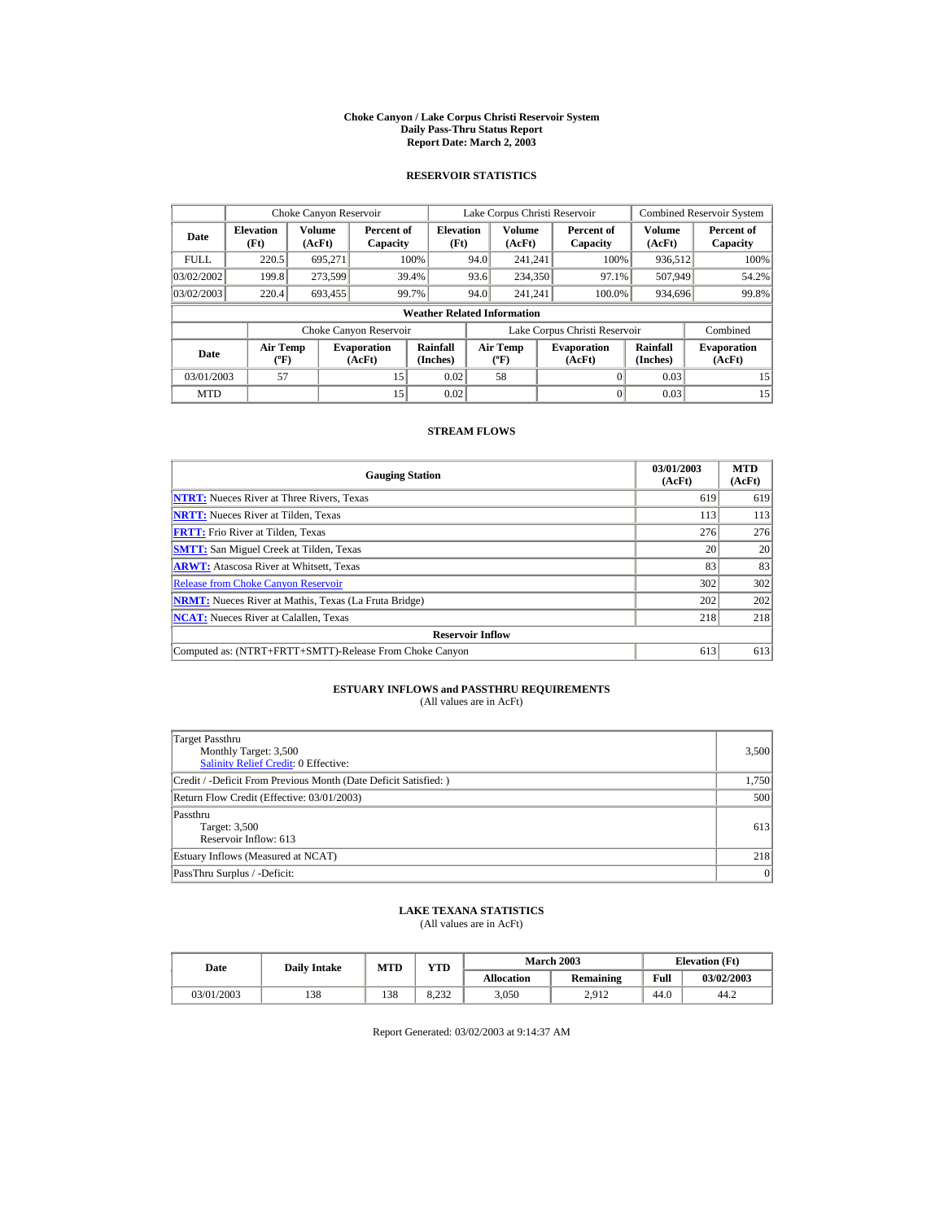# Choke Canyon / Lake Corpus Christi Reservoir System
## Daily Pass-Thru Status Report
### Report Date: March 2, 2003

## RESERVOIR STATISTICS

| Date | Choke Canyon Reservoir | | | Lake Corpus Christi Reservoir | | | Combined Reservoir System | |
|---|---|---|---|---|---|---|---|---|
| | Elevation (Ft) | Volume (AcFt) | Percent of Capacity | Elevation (Ft) | Volume (AcFt) | Percent of Capacity | Volume (AcFt) | Percent of Capacity |
| FULL | 220.5 | 695,271 | 100% | 94.0 | 241,241 | 100% | 936,512 | 100% |
| 03/02/2002 | 199.8 | 273,599 | 39.4% | 93.6 | 234,350 | 97.1% | 507,949 | 54.2% |
| 03/02/2003 | 220.4 | 693,455 | 99.7% | 94.0 | 241,241 | 100.0% | 934,696 | 99.8% |

**Weather Related Information**

| Date | Choke Canyon Reservoir | | | Lake Corpus Christi Reservoir | | | Combined |
|---|---|---|---|---|---|---|---|
| | Air Temp (ºF) | Evaporation (AcFt) | Rainfall (Inches) | Air Temp (ºF) | Evaporation (AcFt) | Rainfall (Inches) | Evaporation (AcFt) |
| 03/01/2003 | 57 | 15 | 0.02 | 58 | 0 | 0.03 | 15 |
| MTD | | 15 | 0.02 | | 0 | 0.03 | 15 |

## STREAM FLOWS

| Gauging Station | 03/01/2003 (AcFt) | MTD (AcFt) |
|---|---|---|
| NTRT: Nueces River at Three Rivers, Texas | 619 | 619 |
| NRTT: Nueces River at Tilden, Texas | 113 | 113 |
| FRTT: Frio River at Tilden, Texas | 276 | 276 |
| SMTT: San Miguel Creek at Tilden, Texas | 20 | 20 |
| ARWT: Atascosa River at Whitsett, Texas | 83 | 83 |
| Release from Choke Canyon Reservoir | 302 | 302 |
| NRMT: Nueces River at Mathis, Texas (La Fruta Bridge) | 202 | 202 |
| NCAT: Nueces River at Calallen, Texas | 218 | 218 |
| **Reservoir Inflow** | | |
| Computed as: (NTRT+FRTT+SMTT)-Release From Choke Canyon | 613 | 613 |

## ESTUARY INFLOWS and PASSTHRU REQUIREMENTS
(All values are in AcFt)

| | |
|---|---|
| Target Passthru<br>Monthly Target: 3,500<br>Salinity Relief Credit: 0 Effective: | 3,500 |
| Credit / -Deficit From Previous Month (Date Deficit Satisfied: ) | 1,750 |
| Return Flow Credit (Effective: 03/01/2003) | 500 |
| Passthru<br>Target: 3,500<br>Reservoir Inflow: 613 | 613 |
| Estuary Inflows (Measured at NCAT) | 218 |
| PassThru Surplus / -Deficit: | 0 |

## LAKE TEXANA STATISTICS
(All values are in AcFt)

| Date | Daily Intake | MTD | YTD | March 2003 | | Elevation (Ft) | |
|---|---|---|---|---|---|---|---|
| | | | | Allocation | Remaining | Full | 03/02/2003 |
| 03/01/2003 | 138 | 138 | 8,232 | 3,050 | 2,912 | 44.0 | 44.2 |

Report Generated: 03/02/2003 at 9:14:37 AM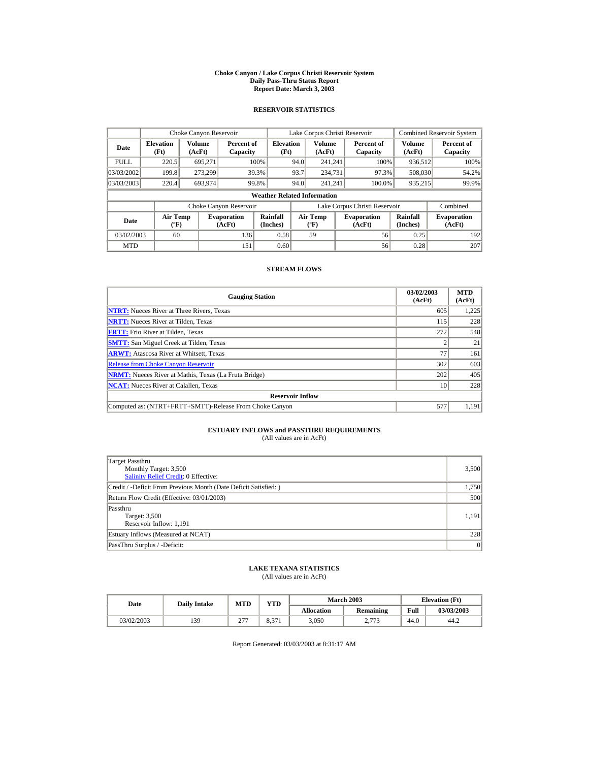# Choke Canyon / Lake Corpus Christi Reservoir System
## Daily Pass-Thru Status Report
## Report Date: March 3, 2003

### RESERVOIR STATISTICS

| | Choke Canyon Reservoir | | | Lake Corpus Christi Reservoir | | | Combined Reservoir System | |
|---|---|---|---|---|---|---|---|---|
| **Date** | **Elevation (Ft)** | **Volume (AcFt)** | **Percent of Capacity** | **Elevation (Ft)** | **Volume (AcFt)** | **Percent of Capacity** | **Volume (AcFt)** | **Percent of Capacity** |
| FULL | 220.5 | 695,271 | 100% | 94.0 | 241,241 | 100% | 936,512 | 100% |
| 03/03/2002 | 199.8 | 273,299 | 39.3% | 93.7 | 234,731 | 97.3% | 508,030 | 54.2% |
| 03/03/2003 | 220.4 | 693,974 | 99.8% | 94.0 | 241,241 | 100.0% | 935,215 | 99.9% |

**Weather Related Information**

| | Choke Canyon Reservoir | | | Lake Corpus Christi Reservoir | | | Combined |
|---|---|---|---|---|---|---|---|
| **Date** | **Air Temp (ºF)** | **Evaporation (AcFt)** | **Rainfall (Inches)** | **Air Temp (ºF)** | **Evaporation (AcFt)** | **Rainfall (Inches)** | **Evaporation (AcFt)** |
| 03/02/2003 | 60 | 136 | 0.58 | 59 | 56 | 0.25 | 192 |
| MTD | | 151 | 0.60 | | 56 | 0.28 | 207 |

### STREAM FLOWS

| Gauging Station | 03/02/2003 (AcFt) | MTD (AcFt) |
|---|---|---|
| **NTRT:** Nueces River at Three Rivers, Texas | 605 | 1,225 |
| **NRTT:** Nueces River at Tilden, Texas | 115 | 228 |
| **FRTT:** Frio River at Tilden, Texas | 272 | 548 |
| **SMTT:** San Miguel Creek at Tilden, Texas | 2 | 21 |
| **ARWT:** Atascosa River at Whitsett, Texas | 77 | 161 |
| Release from Choke Canyon Reservoir | 302 | 603 |
| **NRMT:** Nueces River at Mathis, Texas (La Fruta Bridge) | 202 | 405 |
| **NCAT:** Nueces River at Calallen, Texas | 10 | 228 |
| **Reservoir Inflow** | | |
| Computed as: (NTRT+FRTT+SMTT)-Release From Choke Canyon | 577 | 1,191 |

### ESTUARY INFLOWS and PASSTHRU REQUIREMENTS
(All values are in AcFt)

| | |
|---|---|
| Target Passthru<br>Monthly Target: 3,500<br>Salinity Relief Credit: 0 Effective: | 3,500 |
| Credit / -Deficit From Previous Month (Date Deficit Satisfied: ) | 1,750 |
| Return Flow Credit (Effective: 03/01/2003) | 500 |
| Passthru<br>Target: 3,500<br>Reservoir Inflow: 1,191 | 1,191 |
| Estuary Inflows (Measured at NCAT) | 228 |
| PassThru Surplus / -Deficit: | 0 |

### LAKE TEXANA STATISTICS
(All values are in AcFt)

| Date | Daily Intake | MTD | YTD | March 2003 | | Elevation (Ft) | |
|---|---|---|---|---|---|---|---|
| | | | | **Allocation** | **Remaining** | **Full** | **03/03/2003** |
| 03/02/2003 | 139 | 277 | 8,371 | 3,050 | 2,773 | 44.0 | 44.2 |

Report Generated: 03/03/2003 at 8:31:17 AM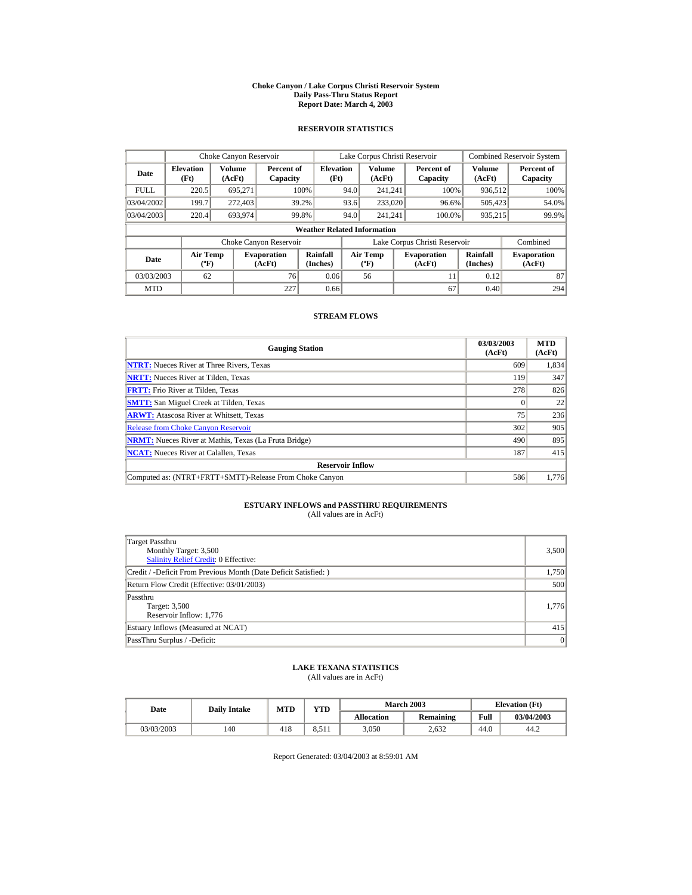# Choke Canyon / Lake Corpus Christi Reservoir System
## Daily Pass-Thru Status Report
### Report Date: March 4, 2003

## RESERVOIR STATISTICS

| Date | Choke Canyon Reservoir | | | Lake Corpus Christi Reservoir | | | Combined Reservoir System | |
|---|---|---|---|---|---|---|---|---|
| | Elevation (Ft) | Volume (AcFt) | Percent of Capacity | Elevation (Ft) | Volume (AcFt) | Percent of Capacity | Volume (AcFt) | Percent of Capacity |
| FULL | 220.5 | 695,271 | 100% | 94.0 | 241,241 | 100% | 936,512 | 100% |
| 03/04/2002 | 199.7 | 272,403 | 39.2% | 93.6 | 233,020 | 96.6% | 505,423 | 54.0% |
| 03/04/2003 | 220.4 | 693,974 | 99.8% | 94.0 | 241,241 | 100.0% | 935,215 | 99.9% |

**Weather Related Information**

| Date | Choke Canyon Reservoir | | | Lake Corpus Christi Reservoir | | | Combined |
|---|---|---|---|---|---|---|---|
| | Air Temp (ºF) | Evaporation (AcFt) | Rainfall (Inches) | Air Temp (ºF) | Evaporation (AcFt) | Rainfall (Inches) | Evaporation (AcFt) |
| 03/03/2003 | 62 | 76 | 0.06 | 56 | 11 | 0.12 | 87 |
| MTD | | 227 | 0.66 | | 67 | 0.40 | 294 |

## STREAM FLOWS

| Gauging Station | 03/03/2003 (AcFt) | MTD (AcFt) |
|---|---|---|
| NTRT: Nueces River at Three Rivers, Texas | 609 | 1,834 |
| NRTT: Nueces River at Tilden, Texas | 119 | 347 |
| FRTT: Frio River at Tilden, Texas | 278 | 826 |
| SMTT: San Miguel Creek at Tilden, Texas | 0 | 22 |
| ARWT: Atascosa River at Whitsett, Texas | 75 | 236 |
| Release from Choke Canyon Reservoir | 302 | 905 |
| NRMT: Nueces River at Mathis, Texas (La Fruta Bridge) | 490 | 895 |
| NCAT: Nueces River at Calallen, Texas | 187 | 415 |
| **Reservoir Inflow** | | |
| Computed as: (NTRT+FRTT+SMTT)-Release From Choke Canyon | 586 | 1,776 |

## ESTUARY INFLOWS and PASSTHRU REQUIREMENTS
(All values are in AcFt)

| | |
|---|---|
| Target Passthru<br>Monthly Target: 3,500<br>Salinity Relief Credit: 0 Effective: | 3,500 |
| Credit / -Deficit From Previous Month (Date Deficit Satisfied: ) | 1,750 |
| Return Flow Credit (Effective: 03/01/2003) | 500 |
| Passthru<br>Target: 3,500<br>Reservoir Inflow: 1,776 | 1,776 |
| Estuary Inflows (Measured at NCAT) | 415 |
| PassThru Surplus / -Deficit: | 0 |

## LAKE TEXANA STATISTICS
(All values are in AcFt)

| Date | Daily Intake | MTD | YTD | March 2003 | | Elevation (Ft) | |
|---|---|---|---|---|---|---|---|
| | | | | Allocation | Remaining | Full | 03/04/2003 |
| 03/03/2003 | 140 | 418 | 8,511 | 3,050 | 2,632 | 44.0 | 44.2 |

Report Generated: 03/04/2003 at 8:59:01 AM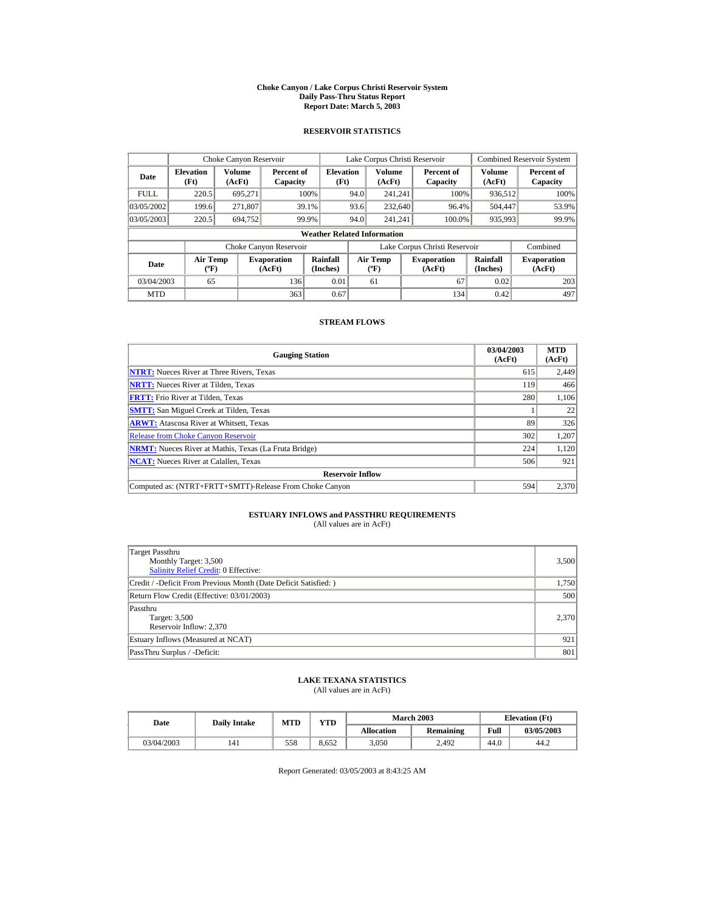# Choke Canyon / Lake Corpus Christi Reservoir System
## Daily Pass-Thru Status Report
## Report Date: March 5, 2003

### RESERVOIR STATISTICS

| Date | Choke Canyon Reservoir | | | Lake Corpus Christi Reservoir | | | Combined Reservoir System | |
|---|---|---|---|---|---|---|---|---|
| | Elevation (Ft) | Volume (AcFt) | Percent of Capacity | Elevation (Ft) | Volume (AcFt) | Percent of Capacity | Volume (AcFt) | Percent of Capacity |
| FULL | 220.5 | 695,271 | 100% | 94.0 | 241,241 | 100% | 936,512 | 100% |
| 03/05/2002 | 199.6 | 271,807 | 39.1% | 93.6 | 232,640 | 96.4% | 504,447 | 53.9% |
| 03/05/2003 | 220.5 | 694,752 | 99.9% | 94.0 | 241,241 | 100.0% | 935,993 | 99.9% |

**Weather Related Information**

| Date | Choke Canyon Reservoir | | | Lake Corpus Christi Reservoir | | | Combined |
|---|---|---|---|---|---|---|---|
| | Air Temp (ºF) | Evaporation (AcFt) | Rainfall (Inches) | Air Temp (ºF) | Evaporation (AcFt) | Rainfall (Inches) | Evaporation (AcFt) |
| 03/04/2003 | 65 | 136 | 0.01 | 61 | 67 | 0.02 | 203 |
| MTD | | 363 | 0.67 | | 134 | 0.42 | 497 |

### STREAM FLOWS

| Gauging Station | 03/04/2003 (AcFt) | MTD (AcFt) |
|---|---|---|
| **NTRT:** Nueces River at Three Rivers, Texas | 615 | 2,449 |
| **NRTT:** Nueces River at Tilden, Texas | 119 | 466 |
| **FRTT:** Frio River at Tilden, Texas | 280 | 1,106 |
| **SMTT:** San Miguel Creek at Tilden, Texas | 1 | 22 |
| **ARWT:** Atascosa River at Whitsett, Texas | 89 | 326 |
| Release from Choke Canyon Reservoir | 302 | 1,207 |
| **NRMT:** Nueces River at Mathis, Texas (La Fruta Bridge) | 224 | 1,120 |
| **NCAT:** Nueces River at Calallen, Texas | 506 | 921 |
| **Reservoir Inflow** | | |
| Computed as: (NTRT+FRTT+SMTT)-Release From Choke Canyon | 594 | 2,370 |

### ESTUARY INFLOWS and PASSTHRU REQUIREMENTS
(All values are in AcFt)

| | |
|---|---|
| Target Passthru<br>Monthly Target: 3,500<br>Salinity Relief Credit: 0 Effective: | 3,500 |
| Credit / -Deficit From Previous Month (Date Deficit Satisfied: ) | 1,750 |
| Return Flow Credit (Effective: 03/01/2003) | 500 |
| Passthru<br>Target: 3,500<br>Reservoir Inflow: 2,370 | 2,370 |
| Estuary Inflows (Measured at NCAT) | 921 |
| PassThru Surplus / -Deficit: | 801 |

### LAKE TEXANA STATISTICS
(All values are in AcFt)

| Date | Daily Intake | MTD | YTD | March 2003 | | Elevation (Ft) | |
|---|---|---|---|---|---|---|---|
| | | | | Allocation | Remaining | Full | 03/05/2003 |
| 03/04/2003 | 141 | 558 | 8,652 | 3,050 | 2,492 | 44.0 | 44.2 |

Report Generated: 03/05/2003 at 8:43:25 AM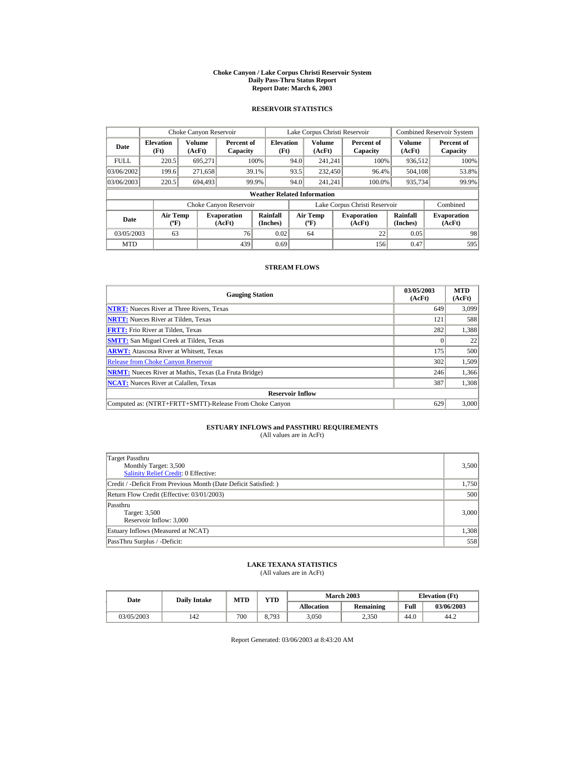# Choke Canyon / Lake Corpus Christi Reservoir System
## Daily Pass-Thru Status Report
### Report Date: March 6, 2003

## RESERVOIR STATISTICS

| Date | Choke Canyon Reservoir | | | Lake Corpus Christi Reservoir | | | Combined Reservoir System | |
|---|---|---|---|---|---|---|---|---|
| | Elevation (Ft) | Volume (AcFt) | Percent of Capacity | Elevation (Ft) | Volume (AcFt) | Percent of Capacity | Volume (AcFt) | Percent of Capacity |
| FULL | 220.5 | 695,271 | 100% | 94.0 | 241,241 | 100% | 936,512 | 100% |
| 03/06/2002 | 199.6 | 271,658 | 39.1% | 93.5 | 232,450 | 96.4% | 504,108 | 53.8% |
| 03/06/2003 | 220.5 | 694,493 | 99.9% | 94.0 | 241,241 | 100.0% | 935,734 | 99.9% |

**Weather Related Information**

| Date | Choke Canyon Reservoir | | | Lake Corpus Christi Reservoir | | | Combined |
|---|---|---|---|---|---|---|---|
| | Air Temp (ºF) | Evaporation (AcFt) | Rainfall (Inches) | Air Temp (ºF) | Evaporation (AcFt) | Rainfall (Inches) | Evaporation (AcFt) |
| 03/05/2003 | 63 | 76 | 0.02 | 64 | 22 | 0.05 | 98 |
| MTD | | 439 | 0.69 | | 156 | 0.47 | 595 |

## STREAM FLOWS

| Gauging Station | 03/05/2003 (AcFt) | MTD (AcFt) |
|---|---|---|
| NTRT: Nueces River at Three Rivers, Texas | 649 | 3,099 |
| NRTT: Nueces River at Tilden, Texas | 121 | 588 |
| FRTT: Frio River at Tilden, Texas | 282 | 1,388 |
| SMTT: San Miguel Creek at Tilden, Texas | 0 | 22 |
| ARWT: Atascosa River at Whitsett, Texas | 175 | 500 |
| Release from Choke Canyon Reservoir | 302 | 1,509 |
| NRMT: Nueces River at Mathis, Texas (La Fruta Bridge) | 246 | 1,366 |
| NCAT: Nueces River at Calallen, Texas | 387 | 1,308 |
| **Reservoir Inflow** | | |
| Computed as: (NTRT+FRTT+SMTT)-Release From Choke Canyon | 629 | 3,000 |

## ESTUARY INFLOWS and PASSTHRU REQUIREMENTS
(All values are in AcFt)

| Description | Value |
|---|---|
| Target Passthru<br>Monthly Target: 3,500<br>Salinity Relief Credit: 0 Effective: | 3,500 |
| Credit / -Deficit From Previous Month (Date Deficit Satisfied: ) | 1,750 |
| Return Flow Credit (Effective: 03/01/2003) | 500 |
| Passthru<br>Target: 3,500<br>Reservoir Inflow: 3,000 | 3,000 |
| Estuary Inflows (Measured at NCAT) | 1,308 |
| PassThru Surplus / -Deficit: | 558 |

## LAKE TEXANA STATISTICS
(All values are in AcFt)

| Date | Daily Intake | MTD | YTD | March 2003 | | Elevation (Ft) | |
|---|---|---|---|---|---|---|---|
| | | | | Allocation | Remaining | Full | 03/06/2003 |
| 03/05/2003 | 142 | 700 | 8,793 | 3,050 | 2,350 | 44.0 | 44.2 |

Report Generated: 03/06/2003 at 8:43:20 AM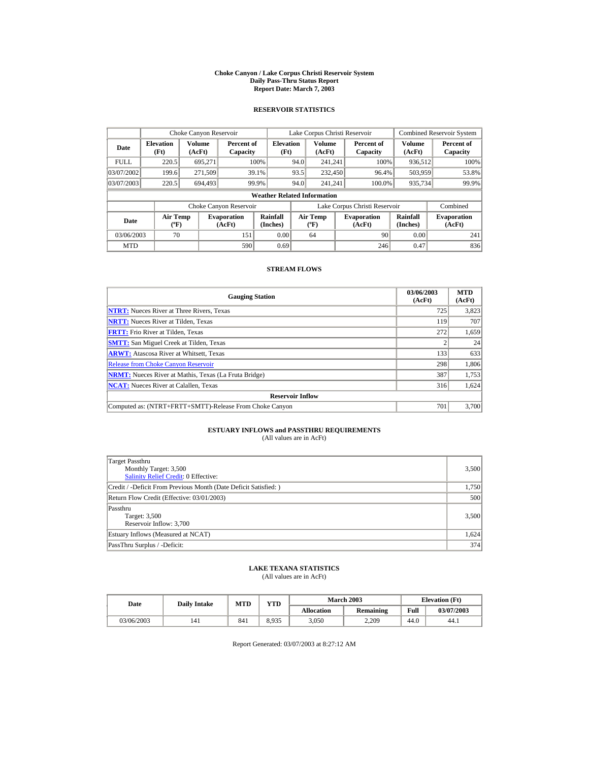# Choke Canyon / Lake Corpus Christi Reservoir System
## Daily Pass-Thru Status Report
### Report Date: March 7, 2003

## RESERVOIR STATISTICS

| Date | Choke Canyon Reservoir | | | Lake Corpus Christi Reservoir | | | Combined Reservoir System | |
|---|---|---|---|---|---|---|---|---|
| | Elevation (Ft) | Volume (AcFt) | Percent of Capacity | Elevation (Ft) | Volume (AcFt) | Percent of Capacity | Volume (AcFt) | Percent of Capacity |
| FULL | 220.5 | 695,271 | 100% | 94.0 | 241,241 | 100% | 936,512 | 100% |
| 03/07/2002 | 199.6 | 271,509 | 39.1% | 93.5 | 232,450 | 96.4% | 503,959 | 53.8% |
| 03/07/2003 | 220.5 | 694,493 | 99.9% | 94.0 | 241,241 | 100.0% | 935,734 | 99.9% |

**Weather Related Information**

| Date | Choke Canyon Reservoir | | | Lake Corpus Christi Reservoir | | | Combined |
|---|---|---|---|---|---|---|---|
| | Air Temp (ºF) | Evaporation (AcFt) | Rainfall (Inches) | Air Temp (ºF) | Evaporation (AcFt) | Rainfall (Inches) | Evaporation (AcFt) |
| 03/06/2003 | 70 | 151 | 0.00 | 64 | 90 | 0.00 | 241 |
| MTD | | 590 | 0.69 | | 246 | 0.47 | 836 |

## STREAM FLOWS

| Gauging Station | 03/06/2003 (AcFt) | MTD (AcFt) |
|---|---|---|
| **NTRT:** Nueces River at Three Rivers, Texas | 725 | 3,823 |
| **NRTT:** Nueces River at Tilden, Texas | 119 | 707 |
| **FRTT:** Frio River at Tilden, Texas | 272 | 1,659 |
| **SMTT:** San Miguel Creek at Tilden, Texas | 2 | 24 |
| **ARWT:** Atascosa River at Whitsett, Texas | 133 | 633 |
| Release from Choke Canyon Reservoir | 298 | 1,806 |
| **NRMT:** Nueces River at Mathis, Texas (La Fruta Bridge) | 387 | 1,753 |
| **NCAT:** Nueces River at Calallen, Texas | 316 | 1,624 |
| **Reservoir Inflow** | | |
| Computed as: (NTRT+FRTT+SMTT)-Release From Choke Canyon | 701 | 3,700 |

## ESTUARY INFLOWS and PASSTHRU REQUIREMENTS
(All values are in AcFt)

| | |
|---|---|
| Target Passthru<br>Monthly Target: 3,500<br>Salinity Relief Credit: 0 Effective: | 3,500 |
| Credit / -Deficit From Previous Month (Date Deficit Satisfied: ) | 1,750 |
| Return Flow Credit (Effective: 03/01/2003) | 500 |
| Passthru<br>Target: 3,500<br>Reservoir Inflow: 3,700 | 3,500 |
| Estuary Inflows (Measured at NCAT) | 1,624 |
| PassThru Surplus / -Deficit: | 374 |

## LAKE TEXANA STATISTICS
(All values are in AcFt)

| Date | Daily Intake | MTD | YTD | March 2003 | | Elevation (Ft) | |
|---|---|---|---|---|---|---|---|
| | | | | Allocation | Remaining | Full | 03/07/2003 |
| 03/06/2003 | 141 | 841 | 8,935 | 3,050 | 2,209 | 44.0 | 44.1 |

Report Generated: 03/07/2003 at 8:27:12 AM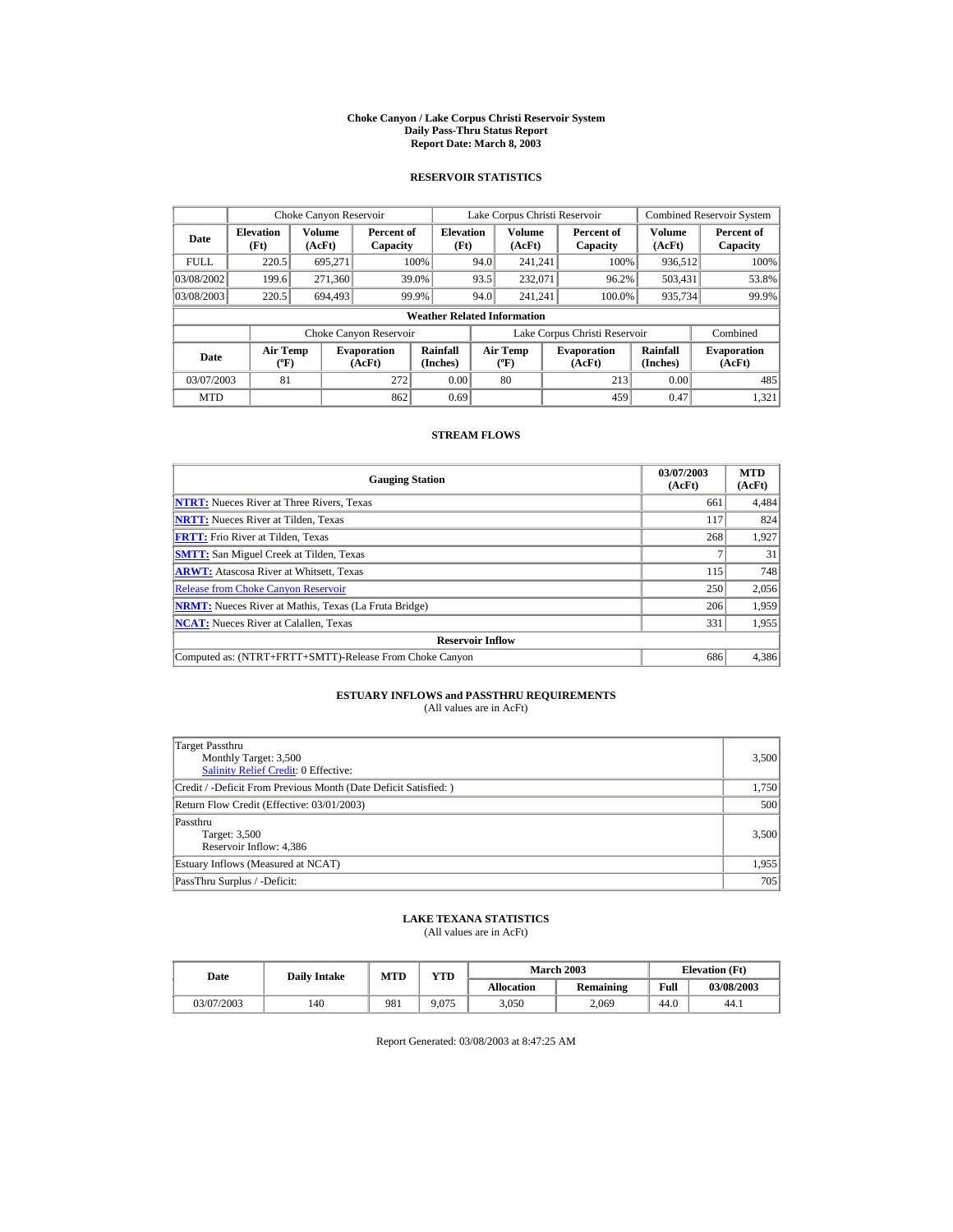# Choke Canyon / Lake Corpus Christi Reservoir System
## Daily Pass-Thru Status Report
## Report Date: March 8, 2003

### RESERVOIR STATISTICS

| Date | Choke Canyon Reservoir | | | Lake Corpus Christi Reservoir | | | Combined Reservoir System | |
|---|---|---|---|---|---|---|---|---|
| | Elevation (Ft) | Volume (AcFt) | Percent of Capacity | Elevation (Ft) | Volume (AcFt) | Percent of Capacity | Volume (AcFt) | Percent of Capacity |
| FULL | 220.5 | 695,271 | 100% | 94.0 | 241,241 | 100% | 936,512 | 100% |
| 03/08/2002 | 199.6 | 271,360 | 39.0% | 93.5 | 232,071 | 96.2% | 503,431 | 53.8% |
| 03/08/2003 | 220.5 | 694,493 | 99.9% | 94.0 | 241,241 | 100.0% | 935,734 | 99.9% |

**Weather Related Information**

| Date | Choke Canyon Reservoir | | | Lake Corpus Christi Reservoir | | | Combined |
|---|---|---|---|---|---|---|---|
| | Air Temp (ºF) | Evaporation (AcFt) | Rainfall (Inches) | Air Temp (ºF) | Evaporation (AcFt) | Rainfall (Inches) | Evaporation (AcFt) |
| 03/07/2003 | 81 | 272 | 0.00 | 80 | 213 | 0.00 | 485 |
| MTD | | 862 | 0.69 | | 459 | 0.47 | 1,321 |

### STREAM FLOWS

| Gauging Station | 03/07/2003 (AcFt) | MTD (AcFt) |
|---|---|---|
| **NTRT:** Nueces River at Three Rivers, Texas | 661 | 4,484 |
| **NRTT:** Nueces River at Tilden, Texas | 117 | 824 |
| **FRTT:** Frio River at Tilden, Texas | 268 | 1,927 |
| **SMTT:** San Miguel Creek at Tilden, Texas | 7 | 31 |
| **ARWT:** Atascosa River at Whitsett, Texas | 115 | 748 |
| Release from Choke Canyon Reservoir | 250 | 2,056 |
| **NRMT:** Nueces River at Mathis, Texas (La Fruta Bridge) | 206 | 1,959 |
| **NCAT:** Nueces River at Calallen, Texas | 331 | 1,955 |
| **Reservoir Inflow** | | |
| Computed as: (NTRT+FRTT+SMTT)-Release From Choke Canyon | 686 | 4,386 |

### ESTUARY INFLOWS and PASSTHRU REQUIREMENTS
(All values are in AcFt)

| | |
|---|---|
| Target Passthru<br>Monthly Target: 3,500<br>Salinity Relief Credit: 0 Effective: | 3,500 |
| Credit / -Deficit From Previous Month (Date Deficit Satisfied: ) | 1,750 |
| Return Flow Credit (Effective: 03/01/2003) | 500 |
| Passthru<br>Target: 3,500<br>Reservoir Inflow: 4,386 | 3,500 |
| Estuary Inflows (Measured at NCAT) | 1,955 |
| PassThru Surplus / -Deficit: | 705 |

### LAKE TEXANA STATISTICS
(All values are in AcFt)

| Date | Daily Intake | MTD | YTD | March 2003 | | Elevation (Ft) | |
|---|---|---|---|---|---|---|---|
| | | | | Allocation | Remaining | Full | 03/08/2003 |
| 03/07/2003 | 140 | 981 | 9,075 | 3,050 | 2,069 | 44.0 | 44.1 |

Report Generated: 03/08/2003 at 8:47:25 AM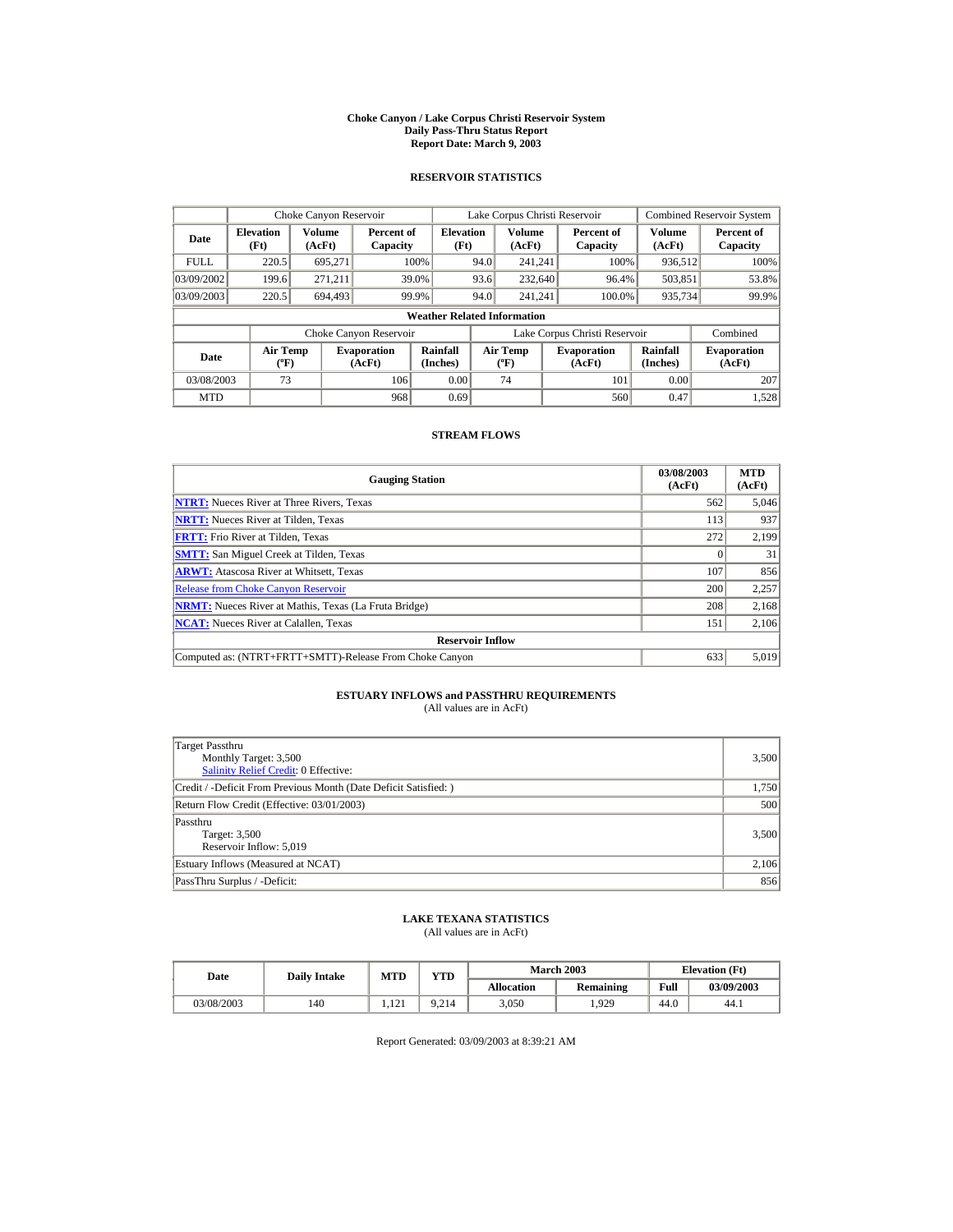# Choke Canyon / Lake Corpus Christi Reservoir System
## Daily Pass-Thru Status Report
### Report Date: March 9, 2003

## RESERVOIR STATISTICS

| Date | Choke Canyon Reservoir | | | Lake Corpus Christi Reservoir | | | Combined Reservoir System | |
|---|---|---|---|---|---|---|---|---|
| | Elevation (Ft) | Volume (AcFt) | Percent of Capacity | Elevation (Ft) | Volume (AcFt) | Percent of Capacity | Volume (AcFt) | Percent of Capacity |
| FULL | 220.5 | 695,271 | 100% | 94.0 | 241,241 | 100% | 936,512 | 100% |
| 03/09/2002 | 199.6 | 271,211 | 39.0% | 93.6 | 232,640 | 96.4% | 503,851 | 53.8% |
| 03/09/2003 | 220.5 | 694,493 | 99.9% | 94.0 | 241,241 | 100.0% | 935,734 | 99.9% |

**Weather Related Information**

| Date | Choke Canyon Reservoir | | | Lake Corpus Christi Reservoir | | | Combined |
|---|---|---|---|---|---|---|---|
| | Air Temp (ºF) | Evaporation (AcFt) | Rainfall (Inches) | Air Temp (ºF) | Evaporation (AcFt) | Rainfall (Inches) | Evaporation (AcFt) |
| 03/08/2003 | 73 | 106 | 0.00 | 74 | 101 | 0.00 | 207 |
| MTD | | 968 | 0.69 | | 560 | 0.47 | 1,528 |

## STREAM FLOWS

| Gauging Station | 03/08/2003 (AcFt) | MTD (AcFt) |
|---|---|---|
| NTRT: Nueces River at Three Rivers, Texas | 562 | 5,046 |
| NRTT: Nueces River at Tilden, Texas | 113 | 937 |
| FRTT: Frio River at Tilden, Texas | 272 | 2,199 |
| SMTT: San Miguel Creek at Tilden, Texas | 0 | 31 |
| ARWT: Atascosa River at Whitsett, Texas | 107 | 856 |
| Release from Choke Canyon Reservoir | 200 | 2,257 |
| NRMT: Nueces River at Mathis, Texas (La Fruta Bridge) | 208 | 2,168 |
| NCAT: Nueces River at Calallen, Texas | 151 | 2,106 |
| **Reservoir Inflow** | | |
| Computed as: (NTRT+FRTT+SMTT)-Release From Choke Canyon | 633 | 5,019 |

## ESTUARY INFLOWS and PASSTHRU REQUIREMENTS
(All values are in AcFt)

| | |
|---|---|
| Target Passthru<br>Monthly Target: 3,500<br>Salinity Relief Credit: 0 Effective: | 3,500 |
| Credit / -Deficit From Previous Month (Date Deficit Satisfied: ) | 1,750 |
| Return Flow Credit (Effective: 03/01/2003) | 500 |
| Passthru<br>Target: 3,500<br>Reservoir Inflow: 5,019 | 3,500 |
| Estuary Inflows (Measured at NCAT) | 2,106 |
| PassThru Surplus / -Deficit: | 856 |

## LAKE TEXANA STATISTICS
(All values are in AcFt)

| Date | Daily Intake | MTD | YTD | March 2003 | | Elevation (Ft) | |
|---|---|---|---|---|---|---|---|
| | | | | Allocation | Remaining | Full | 03/09/2003 |
| 03/08/2003 | 140 | 1,121 | 9,214 | 3,050 | 1,929 | 44.0 | 44.1 |

Report Generated: 03/09/2003 at 8:39:21 AM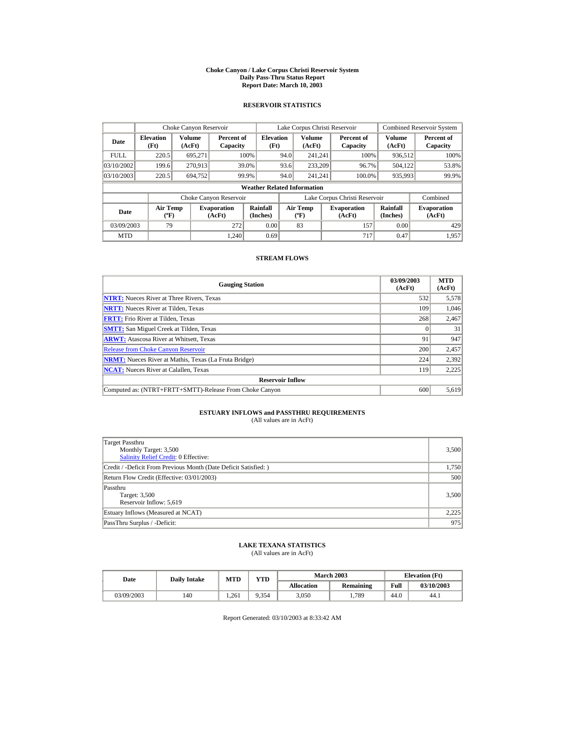# Choke Canyon / Lake Corpus Christi Reservoir System
## Daily Pass-Thru Status Report
## Report Date: March 10, 2003

### RESERVOIR STATISTICS

| Date | Choke Canyon Reservoir | | | Lake Corpus Christi Reservoir | | | Combined Reservoir System | |
|---|---|---|---|---|---|---|---|---|
| | Elevation (Ft) | Volume (AcFt) | Percent of Capacity | Elevation (Ft) | Volume (AcFt) | Percent of Capacity | Volume (AcFt) | Percent of Capacity |
| FULL | 220.5 | 695,271 | 100% | 94.0 | 241,241 | 100% | 936,512 | 100% |
| 03/10/2002 | 199.6 | 270,913 | 39.0% | 93.6 | 233,209 | 96.7% | 504,122 | 53.8% |
| 03/10/2003 | 220.5 | 694,752 | 99.9% | 94.0 | 241,241 | 100.0% | 935,993 | 99.9% |

**Weather Related Information**

| Date | Choke Canyon Reservoir | | | Lake Corpus Christi Reservoir | | | Combined |
|---|---|---|---|---|---|---|---|
| | Air Temp (ºF) | Evaporation (AcFt) | Rainfall (Inches) | Air Temp (ºF) | Evaporation (AcFt) | Rainfall (Inches) | Evaporation (AcFt) |
| 03/09/2003 | 79 | 272 | 0.00 | 83 | 157 | 0.00 | 429 |
| MTD | | 1,240 | 0.69 | | 717 | 0.47 | 1,957 |

### STREAM FLOWS

| Gauging Station | 03/09/2003 (AcFt) | MTD (AcFt) |
|---|---|---|
| **NTRT:** Nueces River at Three Rivers, Texas | 532 | 5,578 |
| **NRTT:** Nueces River at Tilden, Texas | 109 | 1,046 |
| **FRTT:** Frio River at Tilden, Texas | 268 | 2,467 |
| **SMTT:** San Miguel Creek at Tilden, Texas | 0 | 31 |
| **ARWT:** Atascosa River at Whitsett, Texas | 91 | 947 |
| Release from Choke Canyon Reservoir | 200 | 2,457 |
| **NRMT:** Nueces River at Mathis, Texas (La Fruta Bridge) | 224 | 2,392 |
| **NCAT:** Nueces River at Calallen, Texas | 119 | 2,225 |
| **Reservoir Inflow** | | |
| Computed as: (NTRT+FRTT+SMTT)-Release From Choke Canyon | 600 | 5,619 |

### ESTUARY INFLOWS and PASSTHRU REQUIREMENTS
(All values are in AcFt)

| | |
|---|---|
| Target Passthru<br>Monthly Target: 3,500<br>Salinity Relief Credit: 0 Effective: | 3,500 |
| Credit / -Deficit From Previous Month (Date Deficit Satisfied: ) | 1,750 |
| Return Flow Credit (Effective: 03/01/2003) | 500 |
| Passthru<br>Target: 3,500<br>Reservoir Inflow: 5,619 | 3,500 |
| Estuary Inflows (Measured at NCAT) | 2,225 |
| PassThru Surplus / -Deficit: | 975 |

### LAKE TEXANA STATISTICS
(All values are in AcFt)

| Date | Daily Intake | MTD | YTD | March 2003 | | Elevation (Ft) | |
|---|---|---|---|---|---|---|---|
| | | | | Allocation | Remaining | Full | 03/10/2003 |
| 03/09/2003 | 140 | 1,261 | 9,354 | 3,050 | 1,789 | 44.0 | 44.1 |

Report Generated: 03/10/2003 at 8:33:42 AM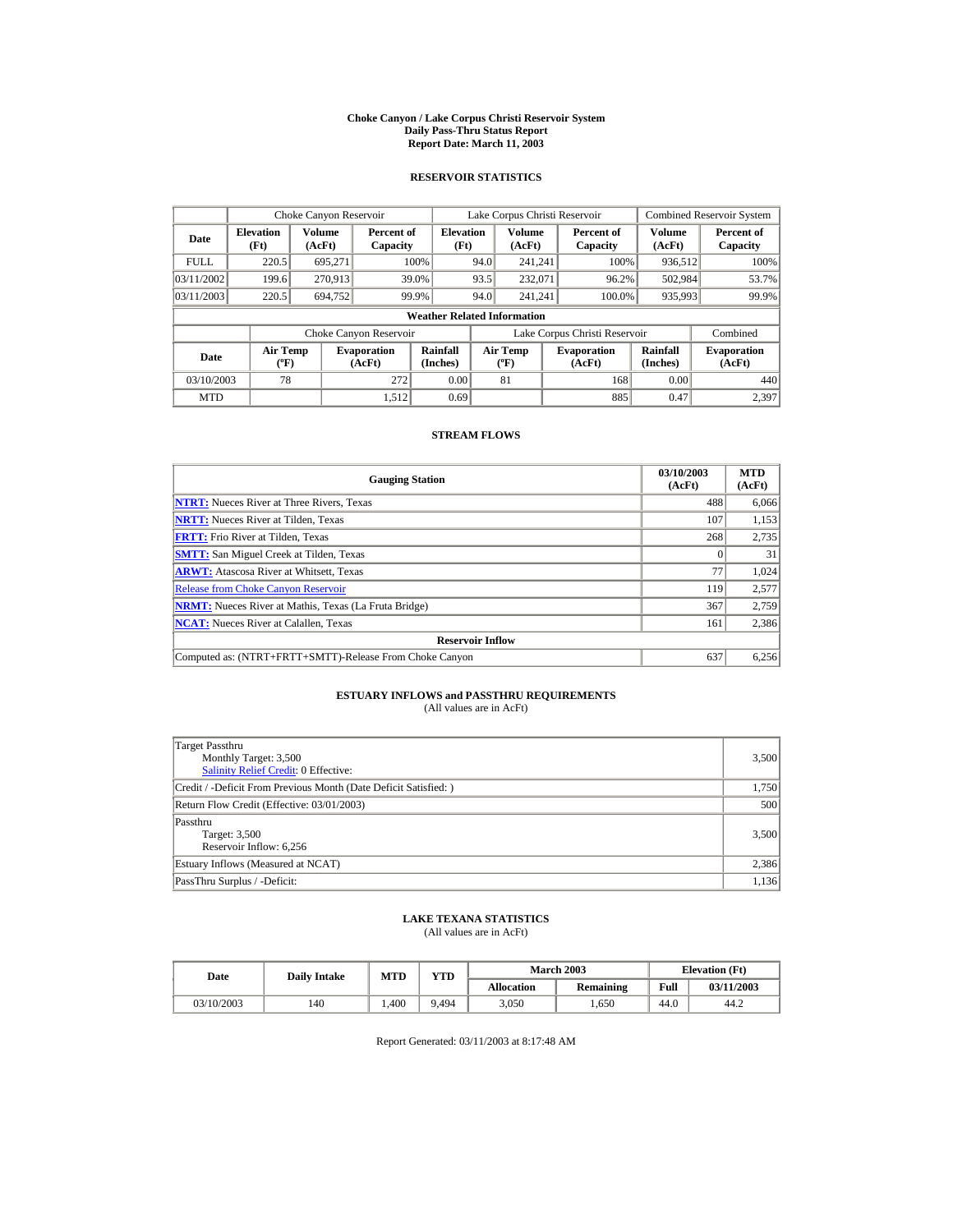# Choke Canyon / Lake Corpus Christi Reservoir System
## Daily Pass-Thru Status Report
## Report Date: March 11, 2003

### RESERVOIR STATISTICS

| | Choke Canyon Reservoir | | | Lake Corpus Christi Reservoir | | | Combined Reservoir System | |
|---|---|---|---|---|---|---|---|---|
| **Date** | **Elevation (Ft)** | **Volume (AcFt)** | **Percent of Capacity** | **Elevation (Ft)** | **Volume (AcFt)** | **Percent of Capacity** | **Volume (AcFt)** | **Percent of Capacity** |
| FULL | 220.5 | 695,271 | 100% | 94.0 | 241,241 | 100% | 936,512 | 100% |
| 03/11/2002 | 199.6 | 270,913 | 39.0% | 93.5 | 232,071 | 96.2% | 502,984 | 53.7% |
| 03/11/2003 | 220.5 | 694,752 | 99.9% | 94.0 | 241,241 | 100.0% | 935,993 | 99.9% |

**Weather Related Information**

| | Choke Canyon Reservoir | | | Lake Corpus Christi Reservoir | | | Combined |
|---|---|---|---|---|---|---|---|
| **Date** | **Air Temp (ºF)** | **Evaporation (AcFt)** | **Rainfall (Inches)** | **Air Temp (ºF)** | **Evaporation (AcFt)** | **Rainfall (Inches)** | **Evaporation (AcFt)** |
| 03/10/2003 | 78 | 272 | 0.00 | 81 | 168 | 0.00 | 440 |
| MTD | | 1,512 | 0.69 | | 885 | 0.47 | 2,397 |

### STREAM FLOWS

| Gauging Station | 03/10/2003 (AcFt) | MTD (AcFt) |
|---|---|---|
| **NTRT:** Nueces River at Three Rivers, Texas | 488 | 6,066 |
| **NRTT:** Nueces River at Tilden, Texas | 107 | 1,153 |
| **FRTT:** Frio River at Tilden, Texas | 268 | 2,735 |
| **SMTT:** San Miguel Creek at Tilden, Texas | 0 | 31 |
| **ARWT:** Atascosa River at Whitsett, Texas | 77 | 1,024 |
| Release from Choke Canyon Reservoir | 119 | 2,577 |
| **NRMT:** Nueces River at Mathis, Texas (La Fruta Bridge) | 367 | 2,759 |
| **NCAT:** Nueces River at Calallen, Texas | 161 | 2,386 |
| **Reservoir Inflow** | | |
| Computed as: (NTRT+FRTT+SMTT)-Release From Choke Canyon | 637 | 6,256 |

### ESTUARY INFLOWS and PASSTHRU REQUIREMENTS
(All values are in AcFt)

| | |
|---|---|
| Target Passthru<br>Monthly Target: 3,500<br>Salinity Relief Credit: 0 Effective: | 3,500 |
| Credit / -Deficit From Previous Month (Date Deficit Satisfied: ) | 1,750 |
| Return Flow Credit (Effective: 03/01/2003) | 500 |
| Passthru<br>Target: 3,500<br>Reservoir Inflow: 6,256 | 3,500 |
| Estuary Inflows (Measured at NCAT) | 2,386 |
| PassThru Surplus / -Deficit: | 1,136 |

### LAKE TEXANA STATISTICS
(All values are in AcFt)

| Date | Daily Intake | MTD | YTD | March 2003 | | Elevation (Ft) | |
|---|---|---|---|---|---|---|---|
| | | | | **Allocation** | **Remaining** | **Full** | **03/11/2003** |
| 03/10/2003 | 140 | 1,400 | 9,494 | 3,050 | 1,650 | 44.0 | 44.2 |

Report Generated: 03/11/2003 at 8:17:48 AM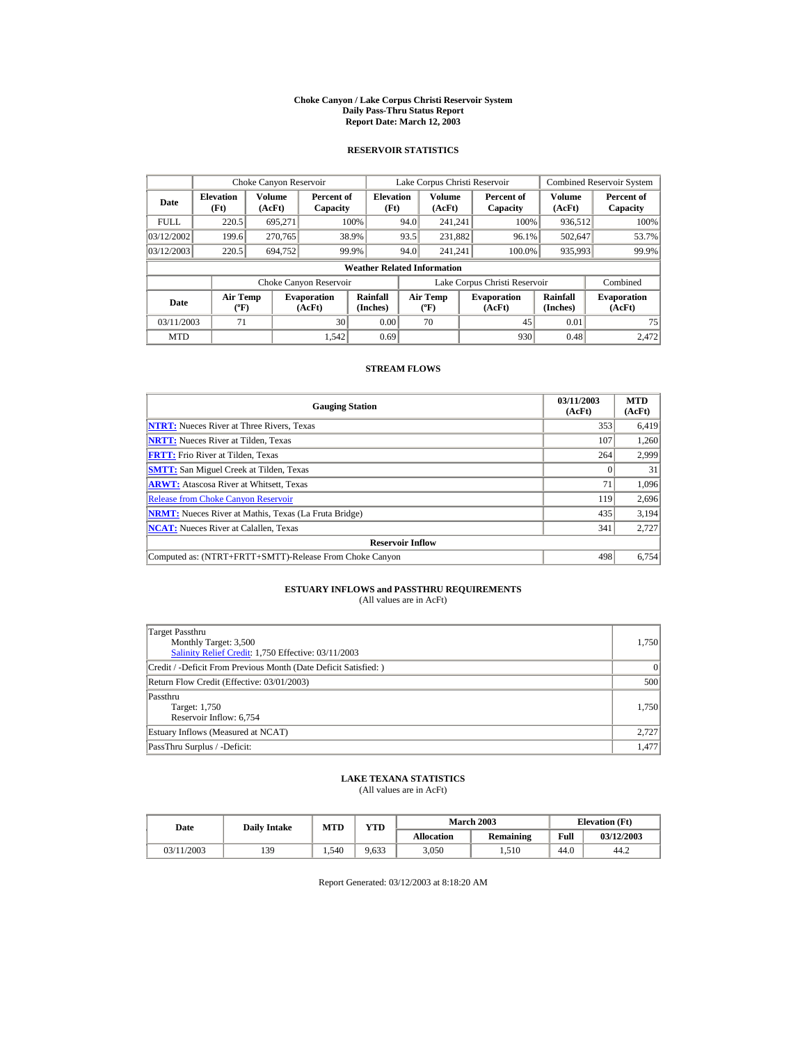# Choke Canyon / Lake Corpus Christi Reservoir System
## Daily Pass-Thru Status Report
## Report Date: March 12, 2003

### RESERVOIR STATISTICS

| Date | Choke Canyon Reservoir | | | Lake Corpus Christi Reservoir | | | Combined Reservoir System | |
|---|---|---|---|---|---|---|---|---|
| | Elevation (Ft) | Volume (AcFt) | Percent of Capacity | Elevation (Ft) | Volume (AcFt) | Percent of Capacity | Volume (AcFt) | Percent of Capacity |
| FULL | 220.5 | 695,271 | 100% | 94.0 | 241,241 | 100% | 936,512 | 100% |
| 03/12/2002 | 199.6 | 270,765 | 38.9% | 93.5 | 231,882 | 96.1% | 502,647 | 53.7% |
| 03/12/2003 | 220.5 | 694,752 | 99.9% | 94.0 | 241,241 | 100.0% | 935,993 | 99.9% |

**Weather Related Information**

| Date | Choke Canyon Reservoir | | | Lake Corpus Christi Reservoir | | | Combined |
|---|---|---|---|---|---|---|---|
| | Air Temp (ºF) | Evaporation (AcFt) | Rainfall (Inches) | Air Temp (ºF) | Evaporation (AcFt) | Rainfall (Inches) | Evaporation (AcFt) |
| 03/11/2003 | 71 | 30 | 0.00 | 70 | 45 | 0.01 | 75 |
| MTD | | 1,542 | 0.69 | | 930 | 0.48 | 2,472 |

### STREAM FLOWS

| Gauging Station | 03/11/2003 (AcFt) | MTD (AcFt) |
|---|---|---|
| **NTRT:** Nueces River at Three Rivers, Texas | 353 | 6,419 |
| **NRTT:** Nueces River at Tilden, Texas | 107 | 1,260 |
| **FRTT:** Frio River at Tilden, Texas | 264 | 2,999 |
| **SMTT:** San Miguel Creek at Tilden, Texas | 0 | 31 |
| **ARWT:** Atascosa River at Whitsett, Texas | 71 | 1,096 |
| Release from Choke Canyon Reservoir | 119 | 2,696 |
| **NRMT:** Nueces River at Mathis, Texas (La Fruta Bridge) | 435 | 3,194 |
| **NCAT:** Nueces River at Calallen, Texas | 341 | 2,727 |
| **Reservoir Inflow** | | |
| Computed as: (NTRT+FRTT+SMTT)-Release From Choke Canyon | 498 | 6,754 |

### ESTUARY INFLOWS and PASSTHRU REQUIREMENTS
(All values are in AcFt)

| | |
|---|---|
| Target Passthru<br>Monthly Target: 3,500<br>Salinity Relief Credit: 1,750 Effective: 03/11/2003 | 1,750 |
| Credit / -Deficit From Previous Month (Date Deficit Satisfied: ) | 0 |
| Return Flow Credit (Effective: 03/01/2003) | 500 |
| Passthru<br>Target: 1,750<br>Reservoir Inflow: 6,754 | 1,750 |
| Estuary Inflows (Measured at NCAT) | 2,727 |
| PassThru Surplus / -Deficit: | 1,477 |

### LAKE TEXANA STATISTICS
(All values are in AcFt)

| Date | Daily Intake | MTD | YTD | March 2003 | | Elevation (Ft) | |
|---|---|---|---|---|---|---|---|
| | | | | Allocation | Remaining | Full | 03/12/2003 |
| 03/11/2003 | 139 | 1,540 | 9,633 | 3,050 | 1,510 | 44.0 | 44.2 |

Report Generated: 03/12/2003 at 8:18:20 AM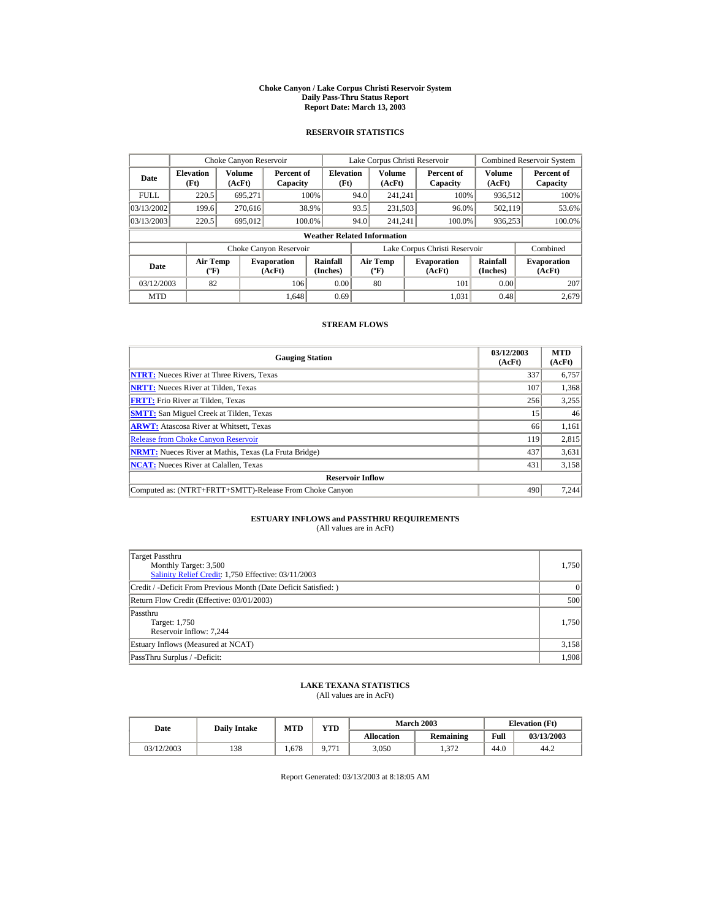# Choke Canyon / Lake Corpus Christi Reservoir System
## Daily Pass-Thru Status Report
## Report Date: March 13, 2003

### RESERVOIR STATISTICS

| | Choke Canyon Reservoir | | | Lake Corpus Christi Reservoir | | | Combined Reservoir System | |
|---|---|---|---|---|---|---|---|---|
| **Date** | **Elevation (Ft)** | **Volume (AcFt)** | **Percent of Capacity** | **Elevation (Ft)** | **Volume (AcFt)** | **Percent of Capacity** | **Volume (AcFt)** | **Percent of Capacity** |
| FULL | 220.5 | 695,271 | 100% | 94.0 | 241,241 | 100% | 936,512 | 100% |
| 03/13/2002 | 199.6 | 270,616 | 38.9% | 93.5 | 231,503 | 96.0% | 502,119 | 53.6% |
| 03/13/2003 | 220.5 | 695,012 | 100.0% | 94.0 | 241,241 | 100.0% | 936,253 | 100.0% |

**Weather Related Information**

| | Choke Canyon Reservoir | | | Lake Corpus Christi Reservoir | | | Combined |
|---|---|---|---|---|---|---|---|
| **Date** | **Air Temp (ºF)** | **Evaporation (AcFt)** | **Rainfall (Inches)** | **Air Temp (ºF)** | **Evaporation (AcFt)** | **Rainfall (Inches)** | **Evaporation (AcFt)** |
| 03/12/2003 | 82 | 106 | 0.00 | 80 | 101 | 0.00 | 207 |
| MTD | | 1,648 | 0.69 | | 1,031 | 0.48 | 2,679 |

### STREAM FLOWS

| Gauging Station | 03/12/2003 (AcFt) | MTD (AcFt) |
|---|---|---|
| **NTRT:** Nueces River at Three Rivers, Texas | 337 | 6,757 |
| **NRTT:** Nueces River at Tilden, Texas | 107 | 1,368 |
| **FRTT:** Frio River at Tilden, Texas | 256 | 3,255 |
| **SMTT:** San Miguel Creek at Tilden, Texas | 15 | 46 |
| **ARWT:** Atascosa River at Whitsett, Texas | 66 | 1,161 |
| Release from Choke Canyon Reservoir | 119 | 2,815 |
| **NRMT:** Nueces River at Mathis, Texas (La Fruta Bridge) | 437 | 3,631 |
| **NCAT:** Nueces River at Calallen, Texas | 431 | 3,158 |
| **Reservoir Inflow** | | |
| Computed as: (NTRT+FRTT+SMTT)-Release From Choke Canyon | 490 | 7,244 |

### ESTUARY INFLOWS and PASSTHRU REQUIREMENTS
(All values are in AcFt)

| | |
|---|---|
| Target Passthru<br>Monthly Target: 3,500<br>Salinity Relief Credit: 1,750 Effective: 03/11/2003 | 1,750 |
| Credit / -Deficit From Previous Month (Date Deficit Satisfied: ) | 0 |
| Return Flow Credit (Effective: 03/01/2003) | 500 |
| Passthru<br>Target: 1,750<br>Reservoir Inflow: 7,244 | 1,750 |
| Estuary Inflows (Measured at NCAT) | 3,158 |
| PassThru Surplus / -Deficit: | 1,908 |

### LAKE TEXANA STATISTICS
(All values are in AcFt)

| Date | Daily Intake | MTD | YTD | March 2003 | | Elevation (Ft) | |
|---|---|---|---|---|---|---|---|
| | | | | **Allocation** | **Remaining** | **Full** | **03/13/2003** |
| 03/12/2003 | 138 | 1,678 | 9,771 | 3,050 | 1,372 | 44.0 | 44.2 |

Report Generated: 03/13/2003 at 8:18:05 AM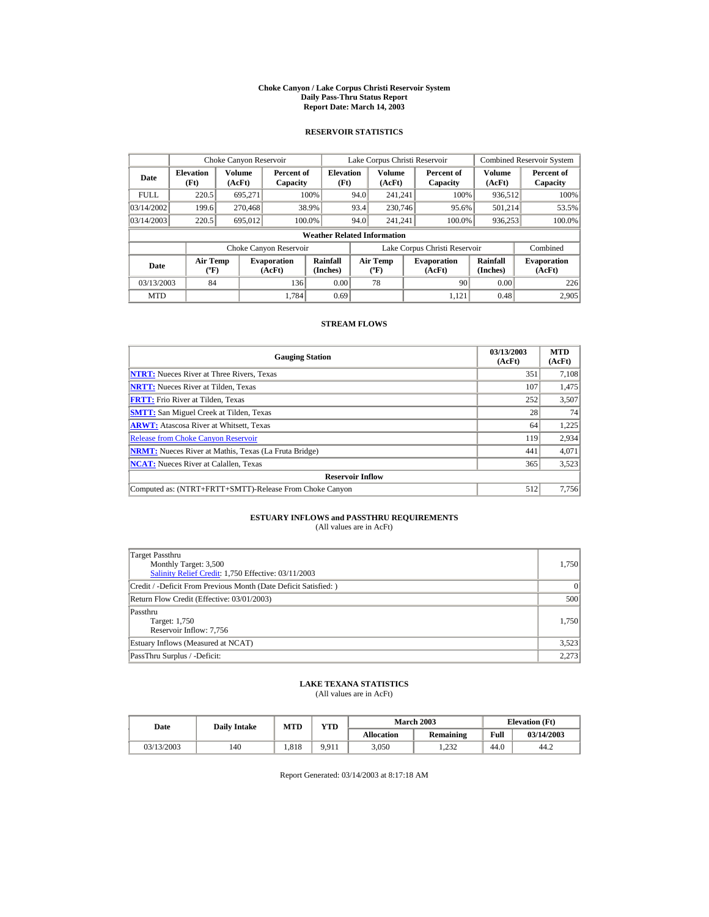# Choke Canyon / Lake Corpus Christi Reservoir System
## Daily Pass-Thru Status Report
## Report Date: March 14, 2003

### RESERVOIR STATISTICS

| | Choke Canyon Reservoir | | | Lake Corpus Christi Reservoir | | | Combined Reservoir System | |
|---|---|---|---|---|---|---|---|---|
| Date | Elevation (Ft) | Volume (AcFt) | Percent of Capacity | Elevation (Ft) | Volume (AcFt) | Percent of Capacity | Volume (AcFt) | Percent of Capacity |
| FULL | 220.5 | 695,271 | 100% | 94.0 | 241,241 | 100% | 936,512 | 100% |
| 03/14/2002 | 199.6 | 270,468 | 38.9% | 93.4 | 230,746 | 95.6% | 501,214 | 53.5% |
| 03/14/2003 | 220.5 | 695,012 | 100.0% | 94.0 | 241,241 | 100.0% | 936,253 | 100.0% |

**Weather Related Information**

| | Choke Canyon Reservoir | | | Lake Corpus Christi Reservoir | | | Combined |
|---|---|---|---|---|---|---|---|
| Date | Air Temp (ºF) | Evaporation (AcFt) | Rainfall (Inches) | Air Temp (ºF) | Evaporation (AcFt) | Rainfall (Inches) | Evaporation (AcFt) |
| 03/13/2003 | 84 | 136 | 0.00 | 78 | 90 | 0.00 | 226 |
| MTD | | 1,784 | 0.69 | | 1,121 | 0.48 | 2,905 |

### STREAM FLOWS

| Gauging Station | 03/13/2003 (AcFt) | MTD (AcFt) |
|---|---|---|
| NTRT: Nueces River at Three Rivers, Texas | 351 | 7,108 |
| NRTT: Nueces River at Tilden, Texas | 107 | 1,475 |
| FRTT: Frio River at Tilden, Texas | 252 | 3,507 |
| SMTT: San Miguel Creek at Tilden, Texas | 28 | 74 |
| ARWT: Atascosa River at Whitsett, Texas | 64 | 1,225 |
| Release from Choke Canyon Reservoir | 119 | 2,934 |
| NRMT: Nueces River at Mathis, Texas (La Fruta Bridge) | 441 | 4,071 |
| NCAT: Nueces River at Calallen, Texas | 365 | 3,523 |
| **Reservoir Inflow** | | |
| Computed as: (NTRT+FRTT+SMTT)-Release From Choke Canyon | 512 | 7,756 |

### ESTUARY INFLOWS and PASSTHRU REQUIREMENTS
(All values are in AcFt)

| | |
|---|---|
| Target Passthru<br>Monthly Target: 3,500<br>Salinity Relief Credit: 1,750 Effective: 03/11/2003 | 1,750 |
| Credit / -Deficit From Previous Month (Date Deficit Satisfied: ) | 0 |
| Return Flow Credit (Effective: 03/01/2003) | 500 |
| Passthru<br>Target: 1,750<br>Reservoir Inflow: 7,756 | 1,750 |
| Estuary Inflows (Measured at NCAT) | 3,523 |
| PassThru Surplus / -Deficit: | 2,273 |

### LAKE TEXANA STATISTICS
(All values are in AcFt)

| Date | Daily Intake | MTD | YTD | March 2003 | | Elevation (Ft) | |
|---|---|---|---|---|---|---|---|
| | | | | Allocation | Remaining | Full | 03/14/2003 |
| 03/13/2003 | 140 | 1,818 | 9,911 | 3,050 | 1,232 | 44.0 | 44.2 |

Report Generated: 03/14/2003 at 8:17:18 AM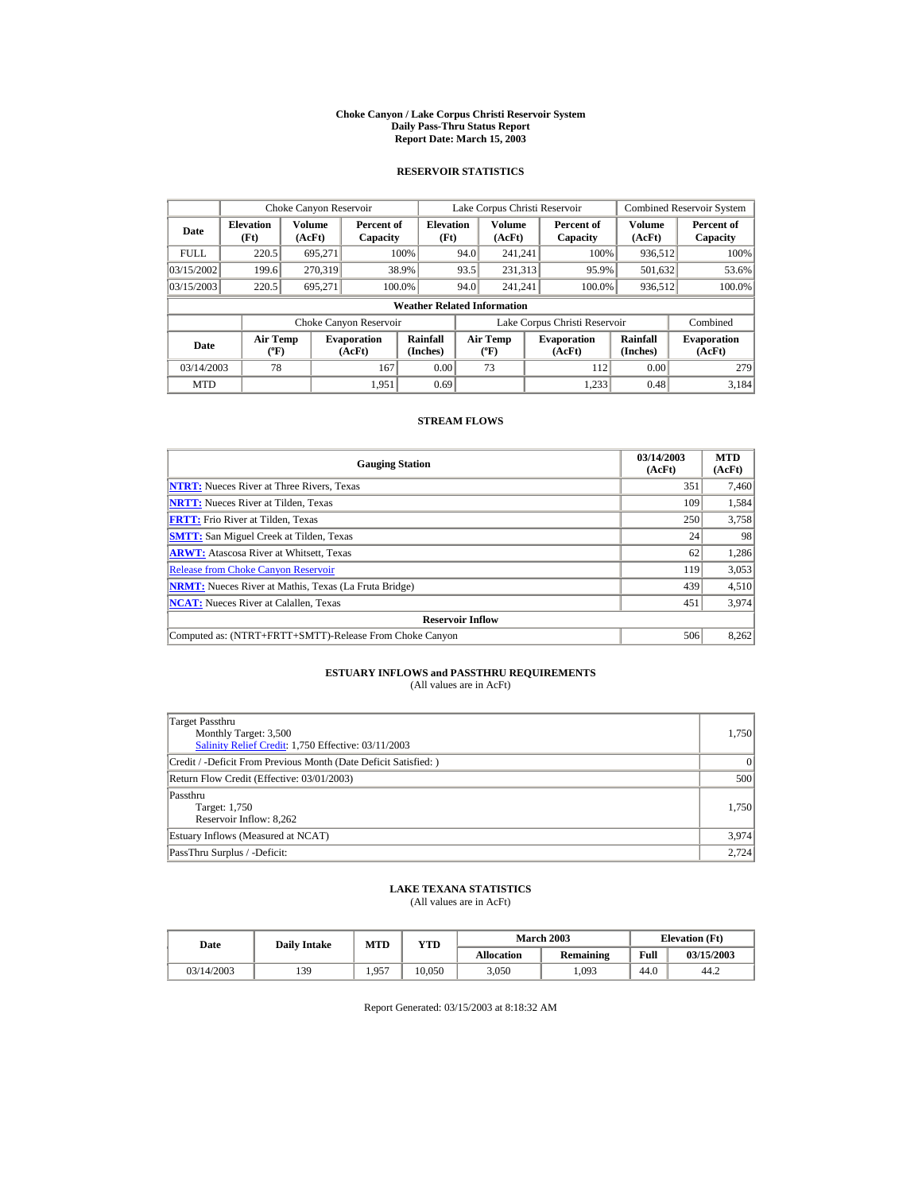# Choke Canyon / Lake Corpus Christi Reservoir System
## Daily Pass-Thru Status Report
## Report Date: March 15, 2003

### RESERVOIR STATISTICS

| | Choke Canyon Reservoir | | | Lake Corpus Christi Reservoir | | | Combined Reservoir System | |
|---|---|---|---|---|---|---|---|---|
| **Date** | **Elevation (Ft)** | **Volume (AcFt)** | **Percent of Capacity** | **Elevation (Ft)** | **Volume (AcFt)** | **Percent of Capacity** | **Volume (AcFt)** | **Percent of Capacity** |
| FULL | 220.5 | 695,271 | 100% | 94.0 | 241,241 | 100% | 936,512 | 100% |
| 03/15/2002 | 199.6 | 270,319 | 38.9% | 93.5 | 231,313 | 95.9% | 501,632 | 53.6% |
| 03/15/2003 | 220.5 | 695,271 | 100.0% | 94.0 | 241,241 | 100.0% | 936,512 | 100.0% |

**Weather Related Information**

| | Choke Canyon Reservoir | | | Lake Corpus Christi Reservoir | | | Combined |
|---|---|---|---|---|---|---|---|
| **Date** | **Air Temp (ºF)** | **Evaporation (AcFt)** | **Rainfall (Inches)** | **Air Temp (ºF)** | **Evaporation (AcFt)** | **Rainfall (Inches)** | **Evaporation (AcFt)** |
| 03/14/2003 | 78 | 167 | 0.00 | 73 | 112 | 0.00 | 279 |
| MTD | | 1,951 | 0.69 | | 1,233 | 0.48 | 3,184 |

### STREAM FLOWS

| Gauging Station | 03/14/2003 (AcFt) | MTD (AcFt) |
|---|---|---|
| **NTRT:** Nueces River at Three Rivers, Texas | 351 | 7,460 |
| **NRTT:** Nueces River at Tilden, Texas | 109 | 1,584 |
| **FRTT:** Frio River at Tilden, Texas | 250 | 3,758 |
| **SMTT:** San Miguel Creek at Tilden, Texas | 24 | 98 |
| **ARWT:** Atascosa River at Whitsett, Texas | 62 | 1,286 |
| Release from Choke Canyon Reservoir | 119 | 3,053 |
| **NRMT:** Nueces River at Mathis, Texas (La Fruta Bridge) | 439 | 4,510 |
| **NCAT:** Nueces River at Calallen, Texas | 451 | 3,974 |
| **Reservoir Inflow** | | |
| Computed as: (NTRT+FRTT+SMTT)-Release From Choke Canyon | 506 | 8,262 |

### ESTUARY INFLOWS and PASSTHRU REQUIREMENTS
(All values are in AcFt)

| | |
|---|---|
| Target Passthru<br>Monthly Target: 3,500<br>Salinity Relief Credit: 1,750 Effective: 03/11/2003 | 1,750 |
| Credit / -Deficit From Previous Month (Date Deficit Satisfied: ) | 0 |
| Return Flow Credit (Effective: 03/01/2003) | 500 |
| Passthru<br>Target: 1,750<br>Reservoir Inflow: 8,262 | 1,750 |
| Estuary Inflows (Measured at NCAT) | 3,974 |
| PassThru Surplus / -Deficit: | 2,724 |

### LAKE TEXANA STATISTICS
(All values are in AcFt)

| Date | Daily Intake | MTD | YTD | March 2003 | | Elevation (Ft) | |
|---|---|---|---|---|---|---|---|
| | | | | **Allocation** | **Remaining** | **Full** | **03/15/2003** |
| 03/14/2003 | 139 | 1,957 | 10,050 | 3,050 | 1,093 | 44.0 | 44.2 |

Report Generated: 03/15/2003 at 8:18:32 AM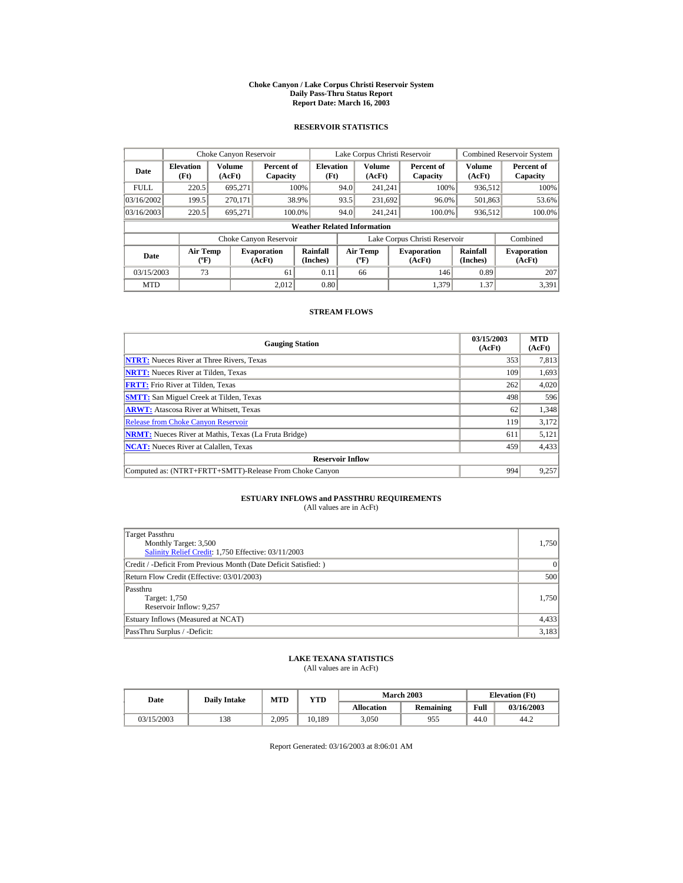# Choke Canyon / Lake Corpus Christi Reservoir System
## Daily Pass-Thru Status Report
## Report Date: March 16, 2003

### RESERVOIR STATISTICS

| Date | Choke Canyon Reservoir | | | Lake Corpus Christi Reservoir | | | Combined Reservoir System | |
|---|---|---|---|---|---|---|---|---|
| | Elevation (Ft) | Volume (AcFt) | Percent of Capacity | Elevation (Ft) | Volume (AcFt) | Percent of Capacity | Volume (AcFt) | Percent of Capacity |
| FULL | 220.5 | 695,271 | 100% | 94.0 | 241,241 | 100% | 936,512 | 100% |
| 03/16/2002 | 199.5 | 270,171 | 38.9% | 93.5 | 231,692 | 96.0% | 501,863 | 53.6% |
| 03/16/2003 | 220.5 | 695,271 | 100.0% | 94.0 | 241,241 | 100.0% | 936,512 | 100.0% |

**Weather Related Information**

| Date | Choke Canyon Reservoir | | | Lake Corpus Christi Reservoir | | | Combined |
|---|---|---|---|---|---|---|---|
| | Air Temp (ºF) | Evaporation (AcFt) | Rainfall (Inches) | Air Temp (ºF) | Evaporation (AcFt) | Rainfall (Inches) | Evaporation (AcFt) |
| 03/15/2003 | 73 | 61 | 0.11 | 66 | 146 | 0.89 | 207 |
| MTD | | 2,012 | 0.80 | | 1,379 | 1.37 | 3,391 |

### STREAM FLOWS

| Gauging Station | 03/15/2003 (AcFt) | MTD (AcFt) |
|---|---|---|
| NTRT: Nueces River at Three Rivers, Texas | 353 | 7,813 |
| NRTT: Nueces River at Tilden, Texas | 109 | 1,693 |
| FRTT: Frio River at Tilden, Texas | 262 | 4,020 |
| SMTT: San Miguel Creek at Tilden, Texas | 498 | 596 |
| ARWT: Atascosa River at Whitsett, Texas | 62 | 1,348 |
| Release from Choke Canyon Reservoir | 119 | 3,172 |
| NRMT: Nueces River at Mathis, Texas (La Fruta Bridge) | 611 | 5,121 |
| NCAT: Nueces River at Calallen, Texas | 459 | 4,433 |
| **Reservoir Inflow** | | |
| Computed as: (NTRT+FRTT+SMTT)-Release From Choke Canyon | 994 | 9,257 |

### ESTUARY INFLOWS and PASSTHRU REQUIREMENTS
(All values are in AcFt)

| | |
|---|---|
| Target Passthru<br>Monthly Target: 3,500<br>Salinity Relief Credit: 1,750 Effective: 03/11/2003 | 1,750 |
| Credit / -Deficit From Previous Month (Date Deficit Satisfied: ) | 0 |
| Return Flow Credit (Effective: 03/01/2003) | 500 |
| Passthru<br>Target: 1,750<br>Reservoir Inflow: 9,257 | 1,750 |
| Estuary Inflows (Measured at NCAT) | 4,433 |
| PassThru Surplus / -Deficit: | 3,183 |

### LAKE TEXANA STATISTICS
(All values are in AcFt)

| Date | Daily Intake | MTD | YTD | March 2003 | | Elevation (Ft) | |
|---|---|---|---|---|---|---|---|
| | | | | Allocation | Remaining | Full | 03/16/2003 |
| 03/15/2003 | 138 | 2,095 | 10,189 | 3,050 | 955 | 44.0 | 44.2 |

Report Generated: 03/16/2003 at 8:06:01 AM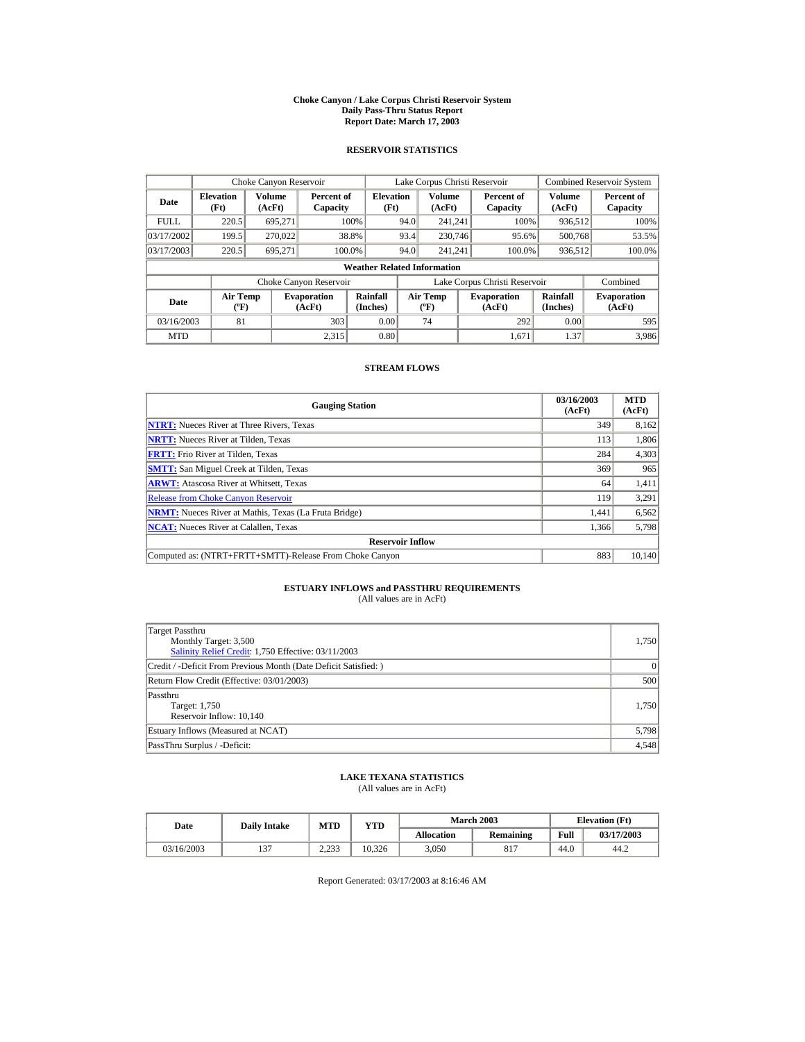# Choke Canyon / Lake Corpus Christi Reservoir System
## Daily Pass-Thru Status Report
## Report Date: March 17, 2003

### RESERVOIR STATISTICS

| | Choke Canyon Reservoir | | | Lake Corpus Christi Reservoir | | | Combined Reservoir System | |
|---|---|---|---|---|---|---|---|---|
| **Date** | **Elevation (Ft)** | **Volume (AcFt)** | **Percent of Capacity** | **Elevation (Ft)** | **Volume (AcFt)** | **Percent of Capacity** | **Volume (AcFt)** | **Percent of Capacity** |
| FULL | 220.5 | 695,271 | 100% | 94.0 | 241,241 | 100% | 936,512 | 100% |
| 03/17/2002 | 199.5 | 270,022 | 38.8% | 93.4 | 230,746 | 95.6% | 500,768 | 53.5% |
| 03/17/2003 | 220.5 | 695,271 | 100.0% | 94.0 | 241,241 | 100.0% | 936,512 | 100.0% |

**Weather Related Information**

| | Choke Canyon Reservoir | | | Lake Corpus Christi Reservoir | | | Combined |
|---|---|---|---|---|---|---|---|
| **Date** | **Air Temp (ºF)** | **Evaporation (AcFt)** | **Rainfall (Inches)** | **Air Temp (ºF)** | **Evaporation (AcFt)** | **Rainfall (Inches)** | **Evaporation (AcFt)** |
| 03/16/2003 | 81 | 303 | 0.00 | 74 | 292 | 0.00 | 595 |
| MTD | | 2,315 | 0.80 | | 1,671 | 1.37 | 3,986 |

### STREAM FLOWS

| Gauging Station | 03/16/2003 (AcFt) | MTD (AcFt) |
|---|---|---|
| **NTRT:** Nueces River at Three Rivers, Texas | 349 | 8,162 |
| **NRTT:** Nueces River at Tilden, Texas | 113 | 1,806 |
| **FRTT:** Frio River at Tilden, Texas | 284 | 4,303 |
| **SMTT:** San Miguel Creek at Tilden, Texas | 369 | 965 |
| **ARWT:** Atascosa River at Whitsett, Texas | 64 | 1,411 |
| Release from Choke Canyon Reservoir | 119 | 3,291 |
| **NRMT:** Nueces River at Mathis, Texas (La Fruta Bridge) | 1,441 | 6,562 |
| **NCAT:** Nueces River at Calallen, Texas | 1,366 | 5,798 |
| **Reservoir Inflow** | | |
| Computed as: (NTRT+FRTT+SMTT)-Release From Choke Canyon | 883 | 10,140 |

### ESTUARY INFLOWS and PASSTHRU REQUIREMENTS
(All values are in AcFt)

| | |
|---|---|
| Target Passthru<br>Monthly Target: 3,500<br>Salinity Relief Credit: 1,750 Effective: 03/11/2003 | 1,750 |
| Credit / -Deficit From Previous Month (Date Deficit Satisfied: ) | 0 |
| Return Flow Credit (Effective: 03/01/2003) | 500 |
| Passthru<br>Target: 1,750<br>Reservoir Inflow: 10,140 | 1,750 |
| Estuary Inflows (Measured at NCAT) | 5,798 |
| PassThru Surplus / -Deficit: | 4,548 |

### LAKE TEXANA STATISTICS
(All values are in AcFt)

| Date | Daily Intake | MTD | YTD | March 2003 | | Elevation (Ft) | |
|---|---|---|---|---|---|---|---|
| | | | | **Allocation** | **Remaining** | **Full** | **03/17/2003** |
| 03/16/2003 | 137 | 2,233 | 10,326 | 3,050 | 817 | 44.0 | 44.2 |

Report Generated: 03/17/2003 at 8:16:46 AM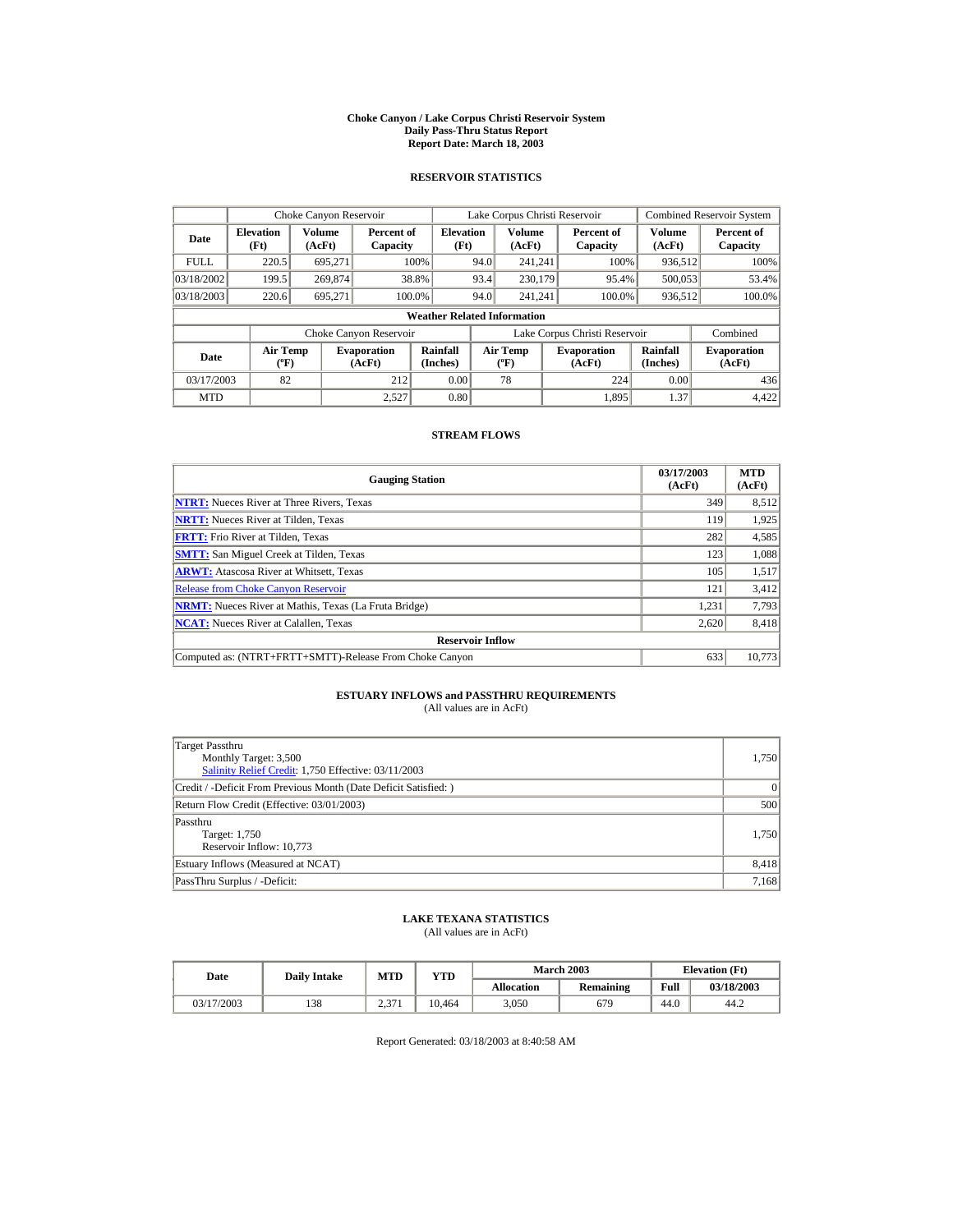# Choke Canyon / Lake Corpus Christi Reservoir System
## Daily Pass-Thru Status Report
## Report Date: March 18, 2003

### RESERVOIR STATISTICS

| Date | Choke Canyon Reservoir | | | Lake Corpus Christi Reservoir | | | Combined Reservoir System | |
|---|---|---|---|---|---|---|---|---|
| | Elevation (Ft) | Volume (AcFt) | Percent of Capacity | Elevation (Ft) | Volume (AcFt) | Percent of Capacity | Volume (AcFt) | Percent of Capacity |
| FULL | 220.5 | 695,271 | 100% | 94.0 | 241,241 | 100% | 936,512 | 100% |
| 03/18/2002 | 199.5 | 269,874 | 38.8% | 93.4 | 230,179 | 95.4% | 500,053 | 53.4% |
| 03/18/2003 | 220.6 | 695,271 | 100.0% | 94.0 | 241,241 | 100.0% | 936,512 | 100.0% |

**Weather Related Information**

| Date | Choke Canyon Reservoir | | | Lake Corpus Christi Reservoir | | | Combined |
|---|---|---|---|---|---|---|---|
| | Air Temp (ºF) | Evaporation (AcFt) | Rainfall (Inches) | Air Temp (ºF) | Evaporation (AcFt) | Rainfall (Inches) | Evaporation (AcFt) |
| 03/17/2003 | 82 | 212 | 0.00 | 78 | 224 | 0.00 | 436 |
| MTD | | 2,527 | 0.80 | | 1,895 | 1.37 | 4,422 |

### STREAM FLOWS

| Gauging Station | 03/17/2003 (AcFt) | MTD (AcFt) |
|---|---|---|
| **NTRT:** Nueces River at Three Rivers, Texas | 349 | 8,512 |
| **NRTT:** Nueces River at Tilden, Texas | 119 | 1,925 |
| **FRTT:** Frio River at Tilden, Texas | 282 | 4,585 |
| **SMTT:** San Miguel Creek at Tilden, Texas | 123 | 1,088 |
| **ARWT:** Atascosa River at Whitsett, Texas | 105 | 1,517 |
| Release from Choke Canyon Reservoir | 121 | 3,412 |
| **NRMT:** Nueces River at Mathis, Texas (La Fruta Bridge) | 1,231 | 7,793 |
| **NCAT:** Nueces River at Calallen, Texas | 2,620 | 8,418 |
| **Reservoir Inflow** | | |
| Computed as: (NTRT+FRTT+SMTT)-Release From Choke Canyon | 633 | 10,773 |

### ESTUARY INFLOWS and PASSTHRU REQUIREMENTS
(All values are in AcFt)

| | |
|---|---|
| Target Passthru<br>Monthly Target: 3,500<br>Salinity Relief Credit: 1,750 Effective: 03/11/2003 | 1,750 |
| Credit / -Deficit From Previous Month (Date Deficit Satisfied: ) | 0 |
| Return Flow Credit (Effective: 03/01/2003) | 500 |
| Passthru<br>Target: 1,750<br>Reservoir Inflow: 10,773 | 1,750 |
| Estuary Inflows (Measured at NCAT) | 8,418 |
| PassThru Surplus / -Deficit: | 7,168 |

### LAKE TEXANA STATISTICS
(All values are in AcFt)

| Date | Daily Intake | MTD | YTD | March 2003 | | Elevation (Ft) | |
|---|---|---|---|---|---|---|---|
| | | | | Allocation | Remaining | Full | 03/18/2003 |
| 03/17/2003 | 138 | 2,371 | 10,464 | 3,050 | 679 | 44.0 | 44.2 |

Report Generated: 03/18/2003 at 8:40:58 AM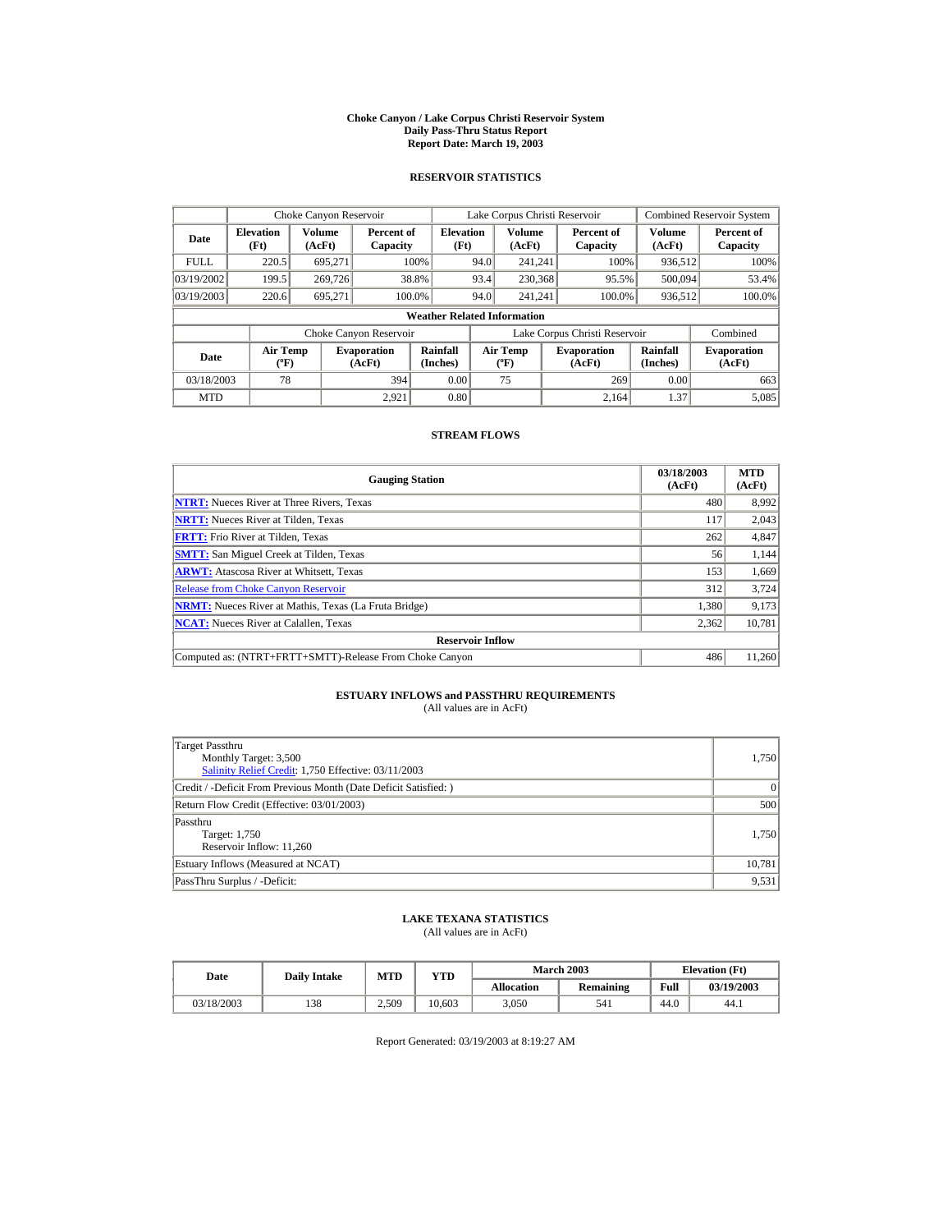# Choke Canyon / Lake Corpus Christi Reservoir System
## Daily Pass-Thru Status Report
## Report Date: March 19, 2003

### RESERVOIR STATISTICS

| | Choke Canyon Reservoir | | | Lake Corpus Christi Reservoir | | | Combined Reservoir System | |
|---|---|---|---|---|---|---|---|---|
| Date | Elevation (Ft) | Volume (AcFt) | Percent of Capacity | Elevation (Ft) | Volume (AcFt) | Percent of Capacity | Volume (AcFt) | Percent of Capacity |
| FULL | 220.5 | 695,271 | 100% | 94.0 | 241,241 | 100% | 936,512 | 100% |
| 03/19/2002 | 199.5 | 269,726 | 38.8% | 93.4 | 230,368 | 95.5% | 500,094 | 53.4% |
| 03/19/2003 | 220.6 | 695,271 | 100.0% | 94.0 | 241,241 | 100.0% | 936,512 | 100.0% |

**Weather Related Information**

| | Choke Canyon Reservoir | | | Lake Corpus Christi Reservoir | | | Combined |
|---|---|---|---|---|---|---|---|
| Date | Air Temp (ºF) | Evaporation (AcFt) | Rainfall (Inches) | Air Temp (ºF) | Evaporation (AcFt) | Rainfall (Inches) | Evaporation (AcFt) |
| 03/18/2003 | 78 | 394 | 0.00 | 75 | 269 | 0.00 | 663 |
| MTD | | 2,921 | 0.80 | | 2,164 | 1.37 | 5,085 |

### STREAM FLOWS

| Gauging Station | 03/18/2003 (AcFt) | MTD (AcFt) |
|---|---|---|
| NTRT: Nueces River at Three Rivers, Texas | 480 | 8,992 |
| NRTT: Nueces River at Tilden, Texas | 117 | 2,043 |
| FRTT: Frio River at Tilden, Texas | 262 | 4,847 |
| SMTT: San Miguel Creek at Tilden, Texas | 56 | 1,144 |
| ARWT: Atascosa River at Whitsett, Texas | 153 | 1,669 |
| Release from Choke Canyon Reservoir | 312 | 3,724 |
| NRMT: Nueces River at Mathis, Texas (La Fruta Bridge) | 1,380 | 9,173 |
| NCAT: Nueces River at Calallen, Texas | 2,362 | 10,781 |
| **Reservoir Inflow** | | |
| Computed as: (NTRT+FRTT+SMTT)-Release From Choke Canyon | 486 | 11,260 |

### ESTUARY INFLOWS and PASSTHRU REQUIREMENTS
(All values are in AcFt)

| | |
|---|---|
| Target Passthru<br>Monthly Target: 3,500<br>Salinity Relief Credit: 1,750 Effective: 03/11/2003 | 1,750 |
| Credit / -Deficit From Previous Month (Date Deficit Satisfied: ) | 0 |
| Return Flow Credit (Effective: 03/01/2003) | 500 |
| Passthru<br>Target: 1,750<br>Reservoir Inflow: 11,260 | 1,750 |
| Estuary Inflows (Measured at NCAT) | 10,781 |
| PassThru Surplus / -Deficit: | 9,531 |

### LAKE TEXANA STATISTICS
(All values are in AcFt)

| Date | Daily Intake | MTD | YTD | March 2003 | | Elevation (Ft) | |
|---|---|---|---|---|---|---|---|
| | | | | Allocation | Remaining | Full | 03/19/2003 |
| 03/18/2003 | 138 | 2,509 | 10,603 | 3,050 | 541 | 44.0 | 44.1 |

Report Generated: 03/19/2003 at 8:19:27 AM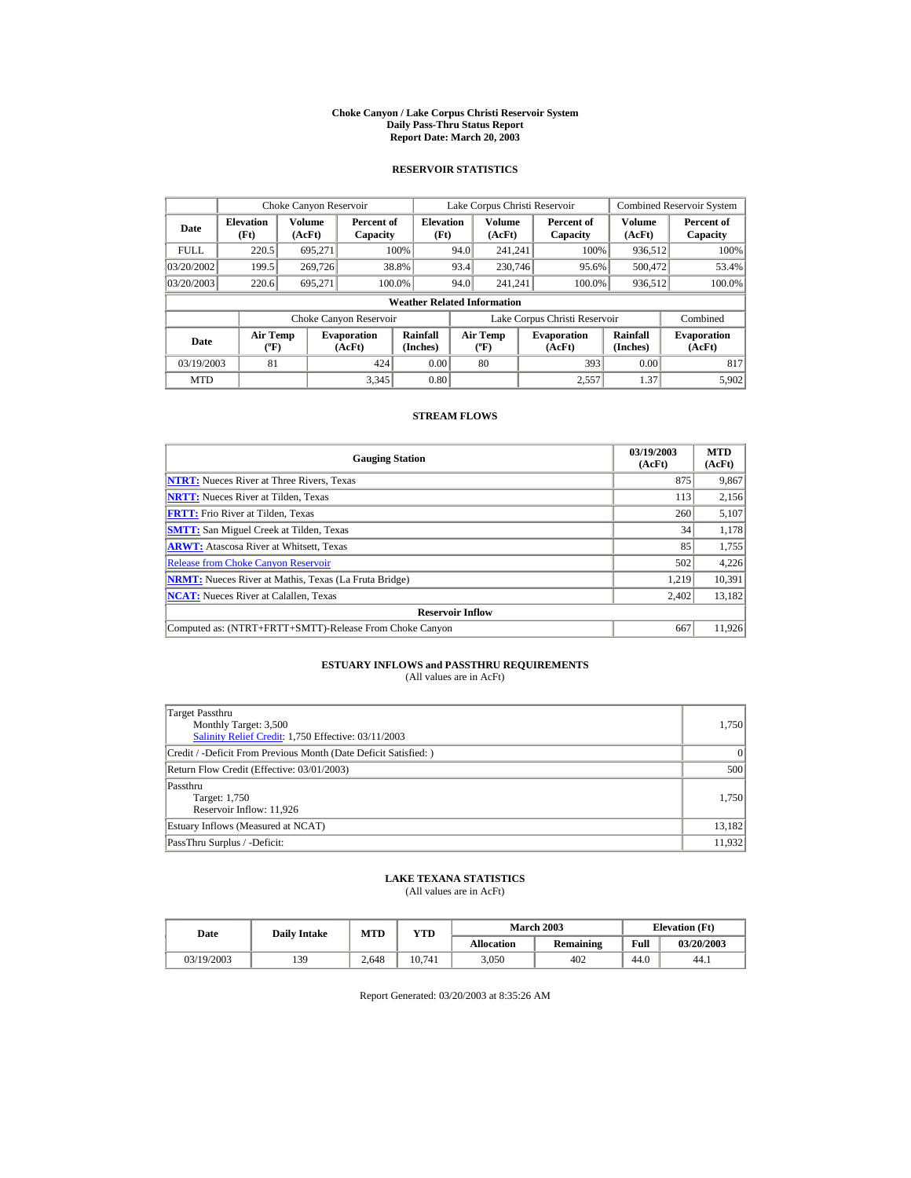# Choke Canyon / Lake Corpus Christi Reservoir System
## Daily Pass-Thru Status Report
### Report Date: March 20, 2003

## RESERVOIR STATISTICS

| Date | Choke Canyon Reservoir | | | Lake Corpus Christi Reservoir | | | Combined Reservoir System | |
|---|---|---|---|---|---|---|---|---|
| | Elevation (Ft) | Volume (AcFt) | Percent of Capacity | Elevation (Ft) | Volume (AcFt) | Percent of Capacity | Volume (AcFt) | Percent of Capacity |
| FULL | 220.5 | 695,271 | 100% | 94.0 | 241,241 | 100% | 936,512 | 100% |
| 03/20/2002 | 199.5 | 269,726 | 38.8% | 93.4 | 230,746 | 95.6% | 500,472 | 53.4% |
| 03/20/2003 | 220.6 | 695,271 | 100.0% | 94.0 | 241,241 | 100.0% | 936,512 | 100.0% |

**Weather Related Information**

| Date | Choke Canyon Reservoir | | | Lake Corpus Christi Reservoir | | | Combined |
|---|---|---|---|---|---|---|---|
| | Air Temp (ºF) | Evaporation (AcFt) | Rainfall (Inches) | Air Temp (ºF) | Evaporation (AcFt) | Rainfall (Inches) | Evaporation (AcFt) |
| 03/19/2003 | 81 | 424 | 0.00 | 80 | 393 | 0.00 | 817 |
| MTD | | 3,345 | 0.80 | | 2,557 | 1.37 | 5,902 |

## STREAM FLOWS

| Gauging Station | 03/19/2003 (AcFt) | MTD (AcFt) |
|---|---|---|
| NTRT: Nueces River at Three Rivers, Texas | 875 | 9,867 |
| NRTT: Nueces River at Tilden, Texas | 113 | 2,156 |
| FRTT: Frio River at Tilden, Texas | 260 | 5,107 |
| SMTT: San Miguel Creek at Tilden, Texas | 34 | 1,178 |
| ARWT: Atascosa River at Whitsett, Texas | 85 | 1,755 |
| Release from Choke Canyon Reservoir | 502 | 4,226 |
| NRMT: Nueces River at Mathis, Texas (La Fruta Bridge) | 1,219 | 10,391 |
| NCAT: Nueces River at Calallen, Texas | 2,402 | 13,182 |
| **Reservoir Inflow** | | |
| Computed as: (NTRT+FRTT+SMTT)-Release From Choke Canyon | 667 | 11,926 |

## ESTUARY INFLOWS and PASSTHRU REQUIREMENTS
(All values are in AcFt)

| | |
|---|---|
| Target Passthru<br>Monthly Target: 3,500<br>Salinity Relief Credit: 1,750 Effective: 03/11/2003 | 1,750 |
| Credit / -Deficit From Previous Month (Date Deficit Satisfied: ) | 0 |
| Return Flow Credit (Effective: 03/01/2003) | 500 |
| Passthru<br>Target: 1,750<br>Reservoir Inflow: 11,926 | 1,750 |
| Estuary Inflows (Measured at NCAT) | 13,182 |
| PassThru Surplus / -Deficit: | 11,932 |

## LAKE TEXANA STATISTICS
(All values are in AcFt)

| Date | Daily Intake | MTD | YTD | March 2003 | | Elevation (Ft) | |
|---|---|---|---|---|---|---|---|
| | | | | Allocation | Remaining | Full | 03/20/2003 |
| 03/19/2003 | 139 | 2,648 | 10,741 | 3,050 | 402 | 44.0 | 44.1 |

Report Generated: 03/20/2003 at 8:35:26 AM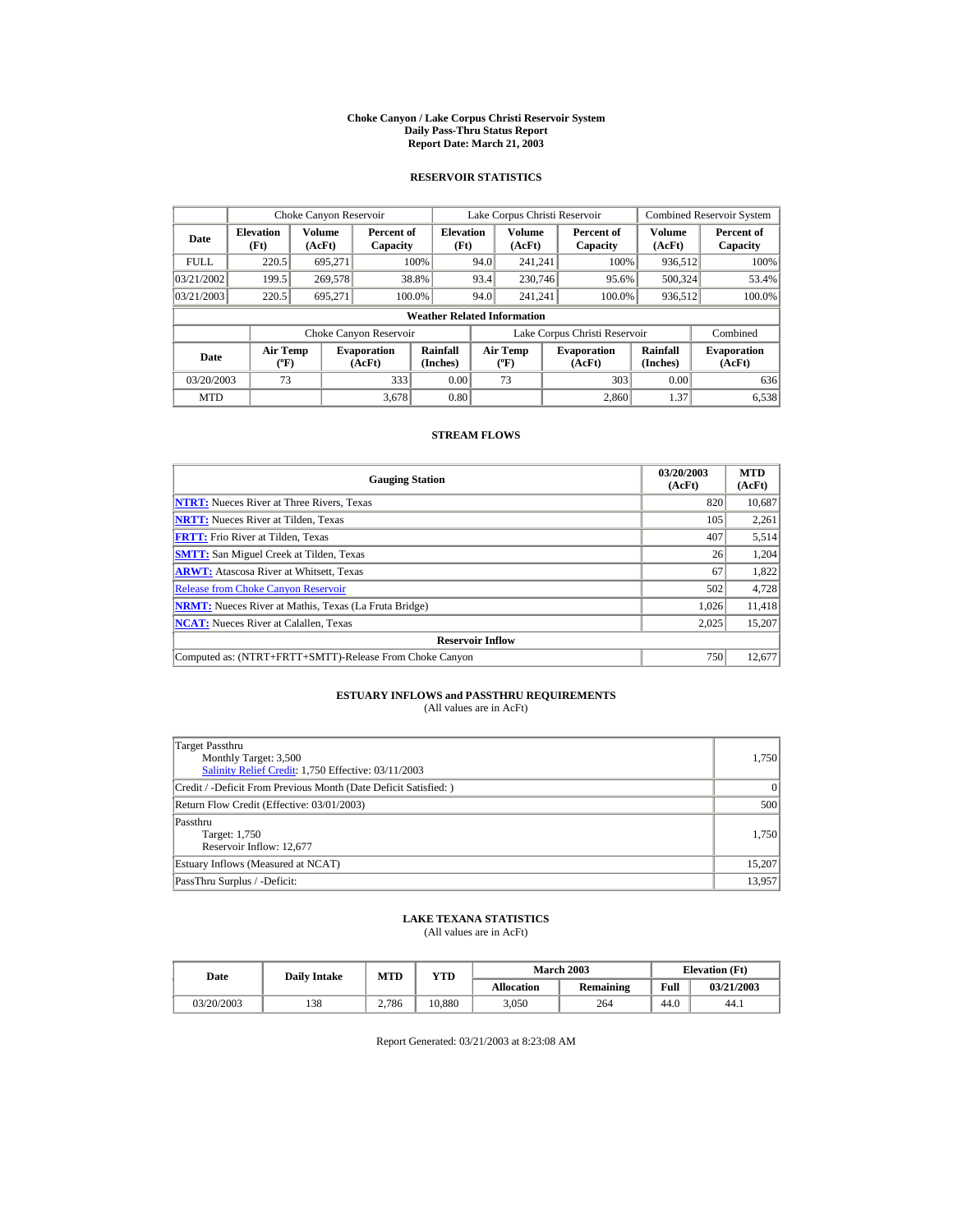# Choke Canyon / Lake Corpus Christi Reservoir System
## Daily Pass-Thru Status Report
### Report Date: March 21, 2003

## RESERVOIR STATISTICS

| Date | Choke Canyon Reservoir | | | Lake Corpus Christi Reservoir | | | Combined Reservoir System | |
|---|---|---|---|---|---|---|---|---|
| | Elevation (Ft) | Volume (AcFt) | Percent of Capacity | Elevation (Ft) | Volume (AcFt) | Percent of Capacity | Volume (AcFt) | Percent of Capacity |
| FULL | 220.5 | 695,271 | 100% | 94.0 | 241,241 | 100% | 936,512 | 100% |
| 03/21/2002 | 199.5 | 269,578 | 38.8% | 93.4 | 230,746 | 95.6% | 500,324 | 53.4% |
| 03/21/2003 | 220.5 | 695,271 | 100.0% | 94.0 | 241,241 | 100.0% | 936,512 | 100.0% |

### Weather Related Information

| Date | Choke Canyon Reservoir | | | Lake Corpus Christi Reservoir | | | Combined |
|---|---|---|---|---|---|---|---|
| | Air Temp (ºF) | Evaporation (AcFt) | Rainfall (Inches) | Air Temp (ºF) | Evaporation (AcFt) | Rainfall (Inches) | Evaporation (AcFt) |
| 03/20/2003 | 73 | 333 | 0.00 | 73 | 303 | 0.00 | 636 |
| MTD | | 3,678 | 0.80 | | 2,860 | 1.37 | 6,538 |

## STREAM FLOWS

| Gauging Station | 03/20/2003 (AcFt) | MTD (AcFt) |
|---|---|---|
| NTRT: Nueces River at Three Rivers, Texas | 820 | 10,687 |
| NRTT: Nueces River at Tilden, Texas | 105 | 2,261 |
| FRTT: Frio River at Tilden, Texas | 407 | 5,514 |
| SMTT: San Miguel Creek at Tilden, Texas | 26 | 1,204 |
| ARWT: Atascosa River at Whitsett, Texas | 67 | 1,822 |
| Release from Choke Canyon Reservoir | 502 | 4,728 |
| NRMT: Nueces River at Mathis, Texas (La Fruta Bridge) | 1,026 | 11,418 |
| NCAT: Nueces River at Calallen, Texas | 2,025 | 15,207 |
| **Reservoir Inflow** | | |
| Computed as: (NTRT+FRTT+SMTT)-Release From Choke Canyon | 750 | 12,677 |

## ESTUARY INFLOWS and PASSTHRU REQUIREMENTS

(All values are in AcFt)

| | |
|---|---|
| Target Passthru<br>Monthly Target: 3,500<br>Salinity Relief Credit: 1,750 Effective: 03/11/2003 | 1,750 |
| Credit / -Deficit From Previous Month (Date Deficit Satisfied: ) | 0 |
| Return Flow Credit (Effective: 03/01/2003) | 500 |
| Passthru<br>Target: 1,750<br>Reservoir Inflow: 12,677 | 1,750 |
| Estuary Inflows (Measured at NCAT) | 15,207 |
| PassThru Surplus / -Deficit: | 13,957 |

## LAKE TEXANA STATISTICS

(All values are in AcFt)

| Date | Daily Intake | MTD | YTD | March 2003 | | Elevation (Ft) | |
|---|---|---|---|---|---|---|---|
| | | | | Allocation | Remaining | Full | 03/21/2003 |
| 03/20/2003 | 138 | 2,786 | 10,880 | 3,050 | 264 | 44.0 | 44.1 |

Report Generated: 03/21/2003 at 8:23:08 AM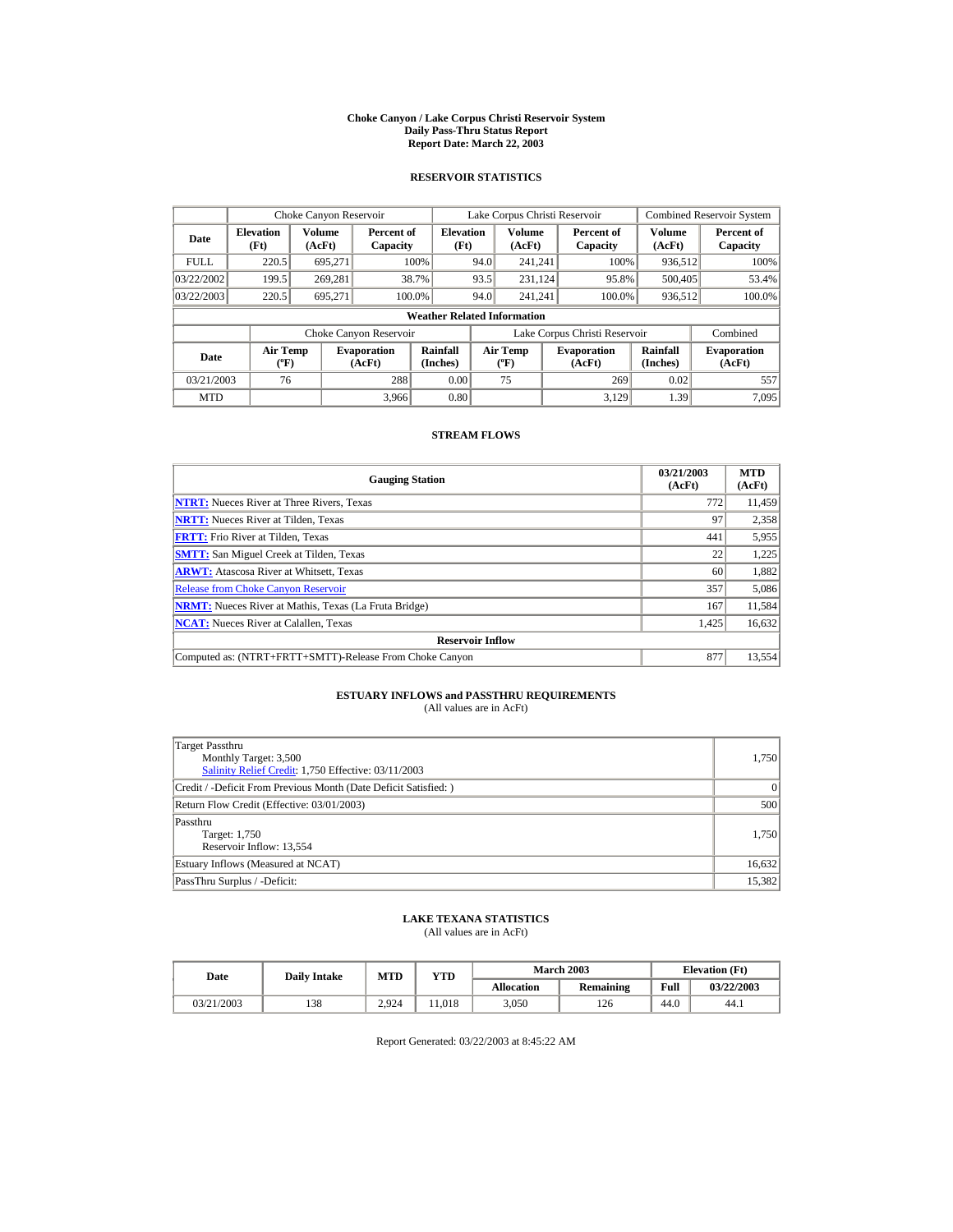# Choke Canyon / Lake Corpus Christi Reservoir System
## Daily Pass-Thru Status Report
### Report Date: March 22, 2003

## RESERVOIR STATISTICS

| | Choke Canyon Reservoir | | | Lake Corpus Christi Reservoir | | | Combined Reservoir System | |
|---|---|---|---|---|---|---|---|---|
| Date | Elevation (Ft) | Volume (AcFt) | Percent of Capacity | Elevation (Ft) | Volume (AcFt) | Percent of Capacity | Volume (AcFt) | Percent of Capacity |
| FULL | 220.5 | 695,271 | 100% | 94.0 | 241,241 | 100% | 936,512 | 100% |
| 03/22/2002 | 199.5 | 269,281 | 38.7% | 93.5 | 231,124 | 95.8% | 500,405 | 53.4% |
| 03/22/2003 | 220.5 | 695,271 | 100.0% | 94.0 | 241,241 | 100.0% | 936,512 | 100.0% |

**Weather Related Information**

| | Choke Canyon Reservoir | | | Lake Corpus Christi Reservoir | | | Combined |
|---|---|---|---|---|---|---|---|
| Date | Air Temp (ºF) | Evaporation (AcFt) | Rainfall (Inches) | Air Temp (ºF) | Evaporation (AcFt) | Rainfall (Inches) | Evaporation (AcFt) |
| 03/21/2003 | 76 | 288 | 0.00 | 75 | 269 | 0.02 | 557 |
| MTD | | 3,966 | 0.80 | | 3,129 | 1.39 | 7,095 |

## STREAM FLOWS

| Gauging Station | 03/21/2003 (AcFt) | MTD (AcFt) |
|---|---|---|
| **NTRT:** Nueces River at Three Rivers, Texas | 772 | 11,459 |
| **NRTT:** Nueces River at Tilden, Texas | 97 | 2,358 |
| **FRTT:** Frio River at Tilden, Texas | 441 | 5,955 |
| **SMTT:** San Miguel Creek at Tilden, Texas | 22 | 1,225 |
| **ARWT:** Atascosa River at Whitsett, Texas | 60 | 1,882 |
| Release from Choke Canyon Reservoir | 357 | 5,086 |
| **NRMT:** Nueces River at Mathis, Texas (La Fruta Bridge) | 167 | 11,584 |
| **NCAT:** Nueces River at Calallen, Texas | 1,425 | 16,632 |
| **Reservoir Inflow** | | |
| Computed as: (NTRT+FRTT+SMTT)-Release From Choke Canyon | 877 | 13,554 |

## ESTUARY INFLOWS and PASSTHRU REQUIREMENTS
(All values are in AcFt)

| | |
|---|---|
| Target Passthru<br>Monthly Target: 3,500<br>Salinity Relief Credit: 1,750 Effective: 03/11/2003 | 1,750 |
| Credit / -Deficit From Previous Month (Date Deficit Satisfied: ) | 0 |
| Return Flow Credit (Effective: 03/01/2003) | 500 |
| Passthru<br>Target: 1,750<br>Reservoir Inflow: 13,554 | 1,750 |
| Estuary Inflows (Measured at NCAT) | 16,632 |
| PassThru Surplus / -Deficit: | 15,382 |

## LAKE TEXANA STATISTICS
(All values are in AcFt)

| Date | Daily Intake | MTD | YTD | March 2003 | | Elevation (Ft) | |
|---|---|---|---|---|---|---|---|
| | | | | Allocation | Remaining | Full | 03/22/2003 |
| 03/21/2003 | 138 | 2,924 | 11,018 | 3,050 | 126 | 44.0 | 44.1 |

Report Generated: 03/22/2003 at 8:45:22 AM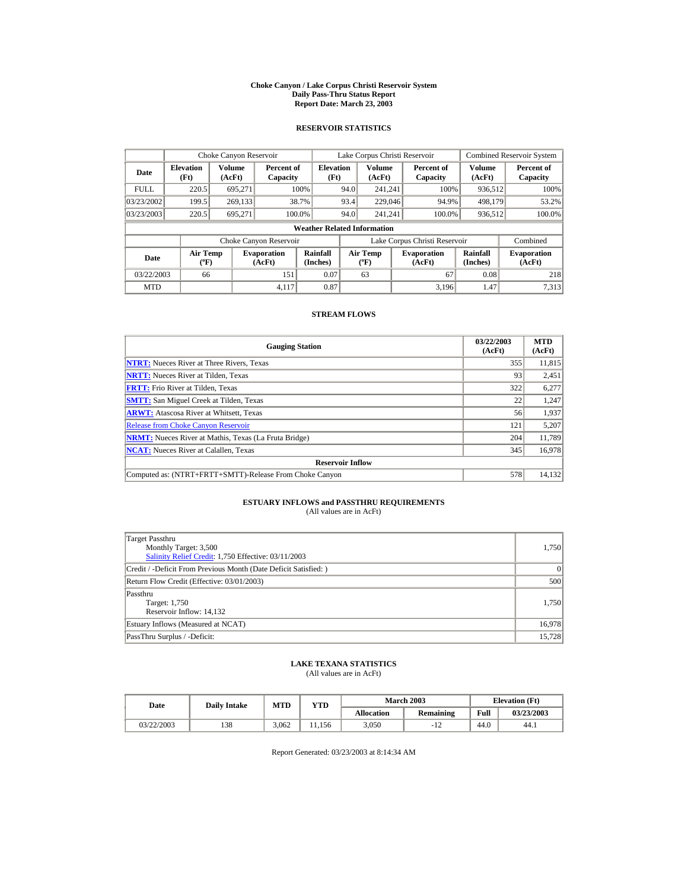# Choke Canyon / Lake Corpus Christi Reservoir System
## Daily Pass-Thru Status Report
## Report Date: March 23, 2003

### RESERVOIR STATISTICS

| | Choke Canyon Reservoir | | | Lake Corpus Christi Reservoir | | | Combined Reservoir System | |
|---|---|---|---|---|---|---|---|---|
| **Date** | **Elevation (Ft)** | **Volume (AcFt)** | **Percent of Capacity** | **Elevation (Ft)** | **Volume (AcFt)** | **Percent of Capacity** | **Volume (AcFt)** | **Percent of Capacity** |
| FULL | 220.5 | 695,271 | 100% | 94.0 | 241,241 | 100% | 936,512 | 100% |
| 03/23/2002 | 199.5 | 269,133 | 38.7% | 93.4 | 229,046 | 94.9% | 498,179 | 53.2% |
| 03/23/2003 | 220.5 | 695,271 | 100.0% | 94.0 | 241,241 | 100.0% | 936,512 | 100.0% |

**Weather Related Information**

| | Choke Canyon Reservoir | | | Lake Corpus Christi Reservoir | | | Combined |
|---|---|---|---|---|---|---|---|
| **Date** | **Air Temp (ºF)** | **Evaporation (AcFt)** | **Rainfall (Inches)** | **Air Temp (ºF)** | **Evaporation (AcFt)** | **Rainfall (Inches)** | **Evaporation (AcFt)** |
| 03/22/2003 | 66 | 151 | 0.07 | 63 | 67 | 0.08 | 218 |
| MTD | | 4,117 | 0.87 | | 3,196 | 1.47 | 7,313 |

### STREAM FLOWS

| Gauging Station | 03/22/2003 (AcFt) | MTD (AcFt) |
|---|---|---|
| **NTRT:** Nueces River at Three Rivers, Texas | 355 | 11,815 |
| **NRTT:** Nueces River at Tilden, Texas | 93 | 2,451 |
| **FRTT:** Frio River at Tilden, Texas | 322 | 6,277 |
| **SMTT:** San Miguel Creek at Tilden, Texas | 22 | 1,247 |
| **ARWT:** Atascosa River at Whitsett, Texas | 56 | 1,937 |
| Release from Choke Canyon Reservoir | 121 | 5,207 |
| **NRMT:** Nueces River at Mathis, Texas (La Fruta Bridge) | 204 | 11,789 |
| **NCAT:** Nueces River at Calallen, Texas | 345 | 16,978 |
| **Reservoir Inflow** | | |
| Computed as: (NTRT+FRTT+SMTT)-Release From Choke Canyon | 578 | 14,132 |

### ESTUARY INFLOWS and PASSTHRU REQUIREMENTS
(All values are in AcFt)

| | |
|---|---|
| Target Passthru<br>Monthly Target: 3,500<br>Salinity Relief Credit: 1,750 Effective: 03/11/2003 | 1,750 |
| Credit / -Deficit From Previous Month (Date Deficit Satisfied: ) | 0 |
| Return Flow Credit (Effective: 03/01/2003) | 500 |
| Passthru<br>Target: 1,750<br>Reservoir Inflow: 14,132 | 1,750 |
| Estuary Inflows (Measured at NCAT) | 16,978 |
| PassThru Surplus / -Deficit: | 15,728 |

### LAKE TEXANA STATISTICS
(All values are in AcFt)

| Date | Daily Intake | MTD | YTD | March 2003 | | Elevation (Ft) | |
|---|---|---|---|---|---|---|---|
| | | | | **Allocation** | **Remaining** | **Full** | **03/23/2003** |
| 03/22/2003 | 138 | 3,062 | 11,156 | 3,050 | -12 | 44.0 | 44.1 |

Report Generated: 03/23/2003 at 8:14:34 AM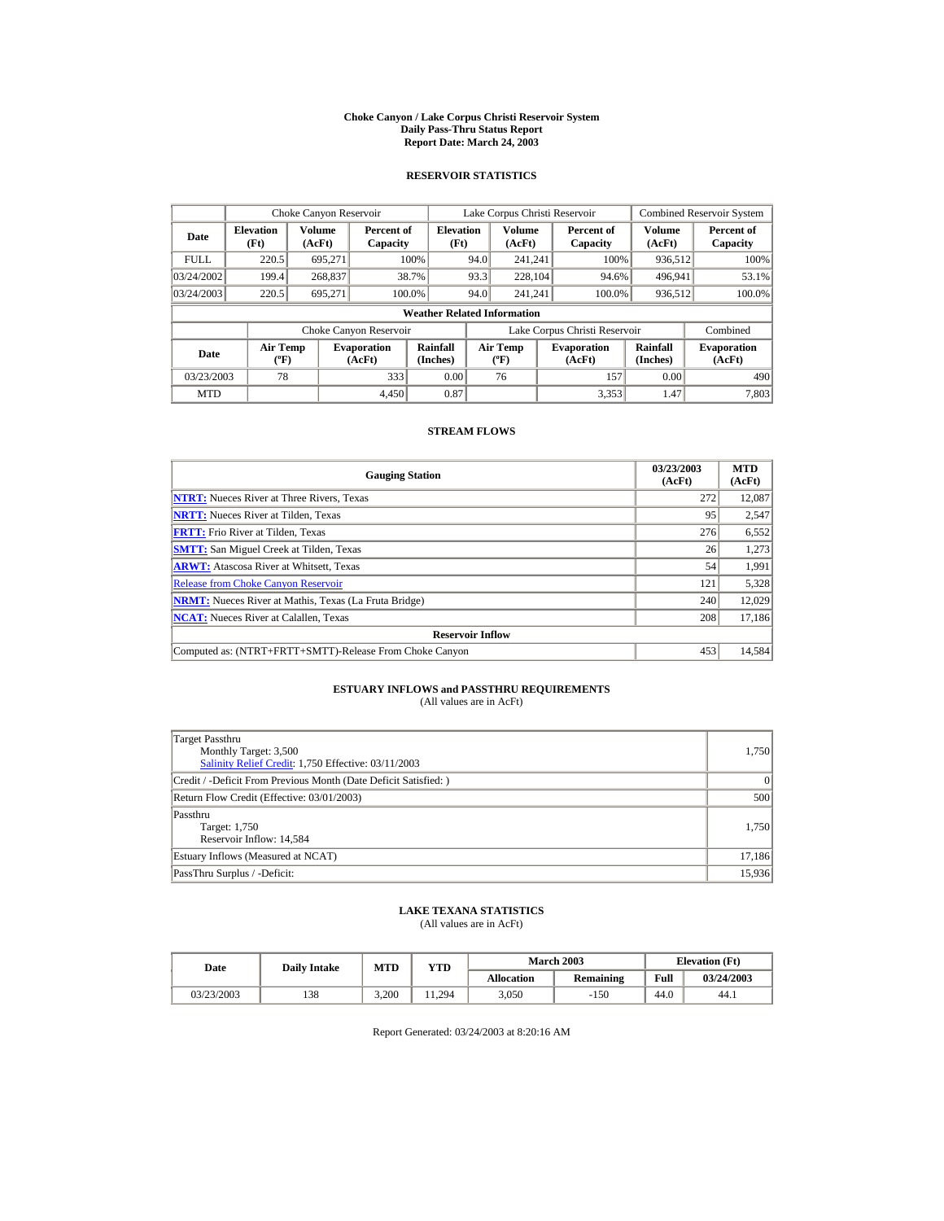# Choke Canyon / Lake Corpus Christi Reservoir System
## Daily Pass-Thru Status Report
## Report Date: March 24, 2003

### RESERVOIR STATISTICS

| | Choke Canyon Reservoir | | | Lake Corpus Christi Reservoir | | | Combined Reservoir System | |
|---|---|---|---|---|---|---|---|---|
| **Date** | **Elevation (Ft)** | **Volume (AcFt)** | **Percent of Capacity** | **Elevation (Ft)** | **Volume (AcFt)** | **Percent of Capacity** | **Volume (AcFt)** | **Percent of Capacity** |
| FULL | 220.5 | 695,271 | 100% | 94.0 | 241,241 | 100% | 936,512 | 100% |
| 03/24/2002 | 199.4 | 268,837 | 38.7% | 93.3 | 228,104 | 94.6% | 496,941 | 53.1% |
| 03/24/2003 | 220.5 | 695,271 | 100.0% | 94.0 | 241,241 | 100.0% | 936,512 | 100.0% |

**Weather Related Information**

| | Choke Canyon Reservoir | | | Lake Corpus Christi Reservoir | | | Combined |
|---|---|---|---|---|---|---|---|
| **Date** | **Air Temp (ºF)** | **Evaporation (AcFt)** | **Rainfall (Inches)** | **Air Temp (ºF)** | **Evaporation (AcFt)** | **Rainfall (Inches)** | **Evaporation (AcFt)** |
| 03/23/2003 | 78 | 333 | 0.00 | 76 | 157 | 0.00 | 490 |
| MTD | | 4,450 | 0.87 | | 3,353 | 1.47 | 7,803 |

### STREAM FLOWS

| Gauging Station | 03/23/2003 (AcFt) | MTD (AcFt) |
|---|---|---|
| **NTRT:** Nueces River at Three Rivers, Texas | 272 | 12,087 |
| **NRTT:** Nueces River at Tilden, Texas | 95 | 2,547 |
| **FRTT:** Frio River at Tilden, Texas | 276 | 6,552 |
| **SMTT:** San Miguel Creek at Tilden, Texas | 26 | 1,273 |
| **ARWT:** Atascosa River at Whitsett, Texas | 54 | 1,991 |
| Release from Choke Canyon Reservoir | 121 | 5,328 |
| **NRMT:** Nueces River at Mathis, Texas (La Fruta Bridge) | 240 | 12,029 |
| **NCAT:** Nueces River at Calallen, Texas | 208 | 17,186 |
| **Reservoir Inflow** | | |
| Computed as: (NTRT+FRTT+SMTT)-Release From Choke Canyon | 453 | 14,584 |

### ESTUARY INFLOWS and PASSTHRU REQUIREMENTS
(All values are in AcFt)

| | |
|---|---|
| Target Passthru<br>Monthly Target: 3,500<br>Salinity Relief Credit: 1,750 Effective: 03/11/2003 | 1,750 |
| Credit / -Deficit From Previous Month (Date Deficit Satisfied: ) | 0 |
| Return Flow Credit (Effective: 03/01/2003) | 500 |
| Passthru<br>Target: 1,750<br>Reservoir Inflow: 14,584 | 1,750 |
| Estuary Inflows (Measured at NCAT) | 17,186 |
| PassThru Surplus / -Deficit: | 15,936 |

### LAKE TEXANA STATISTICS
(All values are in AcFt)

| Date | Daily Intake | MTD | YTD | March 2003 | | Elevation (Ft) | |
|---|---|---|---|---|---|---|---|
| | | | | **Allocation** | **Remaining** | **Full** | **03/24/2003** |
| 03/23/2003 | 138 | 3,200 | 11,294 | 3,050 | -150 | 44.0 | 44.1 |

Report Generated: 03/24/2003 at 8:20:16 AM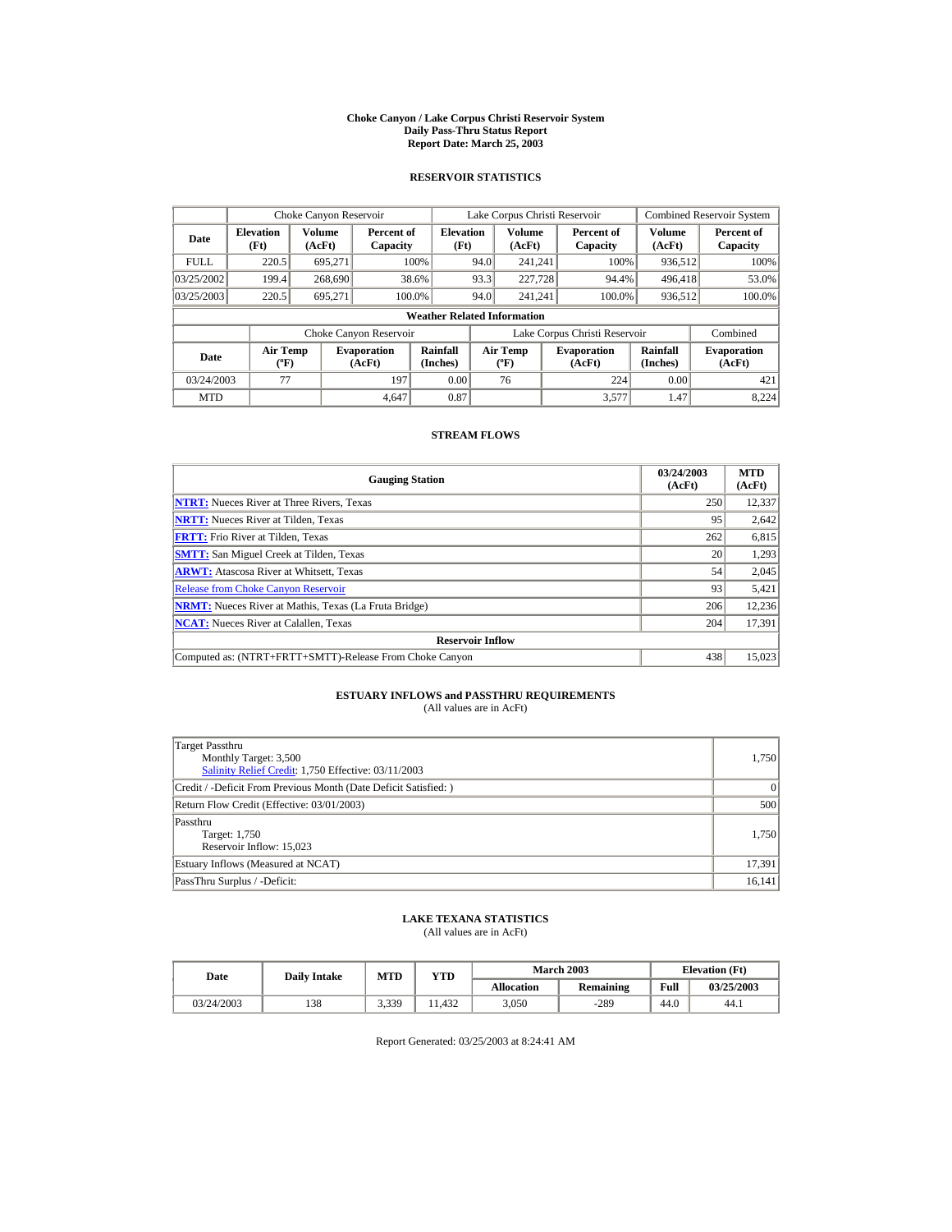# Choke Canyon / Lake Corpus Christi Reservoir System
## Daily Pass-Thru Status Report
### Report Date: March 25, 2003

## RESERVOIR STATISTICS

| Date | Choke Canyon Reservoir | | | Lake Corpus Christi Reservoir | | | Combined Reservoir System | |
|---|---|---|---|---|---|---|---|---|
| | Elevation (Ft) | Volume (AcFt) | Percent of Capacity | Elevation (Ft) | Volume (AcFt) | Percent of Capacity | Volume (AcFt) | Percent of Capacity |
| FULL | 220.5 | 695,271 | 100% | 94.0 | 241,241 | 100% | 936,512 | 100% |
| 03/25/2002 | 199.4 | 268,690 | 38.6% | 93.3 | 227,728 | 94.4% | 496,418 | 53.0% |
| 03/25/2003 | 220.5 | 695,271 | 100.0% | 94.0 | 241,241 | 100.0% | 936,512 | 100.0% |

**Weather Related Information**

| Date | Choke Canyon Reservoir | | | Lake Corpus Christi Reservoir | | | Combined |
|---|---|---|---|---|---|---|---|
| | Air Temp (ºF) | Evaporation (AcFt) | Rainfall (Inches) | Air Temp (ºF) | Evaporation (AcFt) | Rainfall (Inches) | Evaporation (AcFt) |
| 03/24/2003 | 77 | 197 | 0.00 | 76 | 224 | 0.00 | 421 |
| MTD | | 4,647 | 0.87 | | 3,577 | 1.47 | 8,224 |

## STREAM FLOWS

| Gauging Station | 03/24/2003 (AcFt) | MTD (AcFt) |
|---|---|---|
| NTRT: Nueces River at Three Rivers, Texas | 250 | 12,337 |
| NRTT: Nueces River at Tilden, Texas | 95 | 2,642 |
| FRTT: Frio River at Tilden, Texas | 262 | 6,815 |
| SMTT: San Miguel Creek at Tilden, Texas | 20 | 1,293 |
| ARWT: Atascosa River at Whitsett, Texas | 54 | 2,045 |
| Release from Choke Canyon Reservoir | 93 | 5,421 |
| NRMT: Nueces River at Mathis, Texas (La Fruta Bridge) | 206 | 12,236 |
| NCAT: Nueces River at Calallen, Texas | 204 | 17,391 |
| **Reservoir Inflow** | | |
| Computed as: (NTRT+FRTT+SMTT)-Release From Choke Canyon | 438 | 15,023 |

## ESTUARY INFLOWS and PASSTHRU REQUIREMENTS
(All values are in AcFt)

| | |
|---|---|
| Target Passthru<br>Monthly Target: 3,500<br>Salinity Relief Credit: 1,750 Effective: 03/11/2003 | 1,750 |
| Credit / -Deficit From Previous Month (Date Deficit Satisfied: ) | 0 |
| Return Flow Credit (Effective: 03/01/2003) | 500 |
| Passthru<br>Target: 1,750<br>Reservoir Inflow: 15,023 | 1,750 |
| Estuary Inflows (Measured at NCAT) | 17,391 |
| PassThru Surplus / -Deficit: | 16,141 |

## LAKE TEXANA STATISTICS
(All values are in AcFt)

| Date | Daily Intake | MTD | YTD | March 2003 | | Elevation (Ft) | |
|---|---|---|---|---|---|---|---|
| | | | | Allocation | Remaining | Full | 03/25/2003 |
| 03/24/2003 | 138 | 3,339 | 11,432 | 3,050 | -289 | 44.0 | 44.1 |

Report Generated: 03/25/2003 at 8:24:41 AM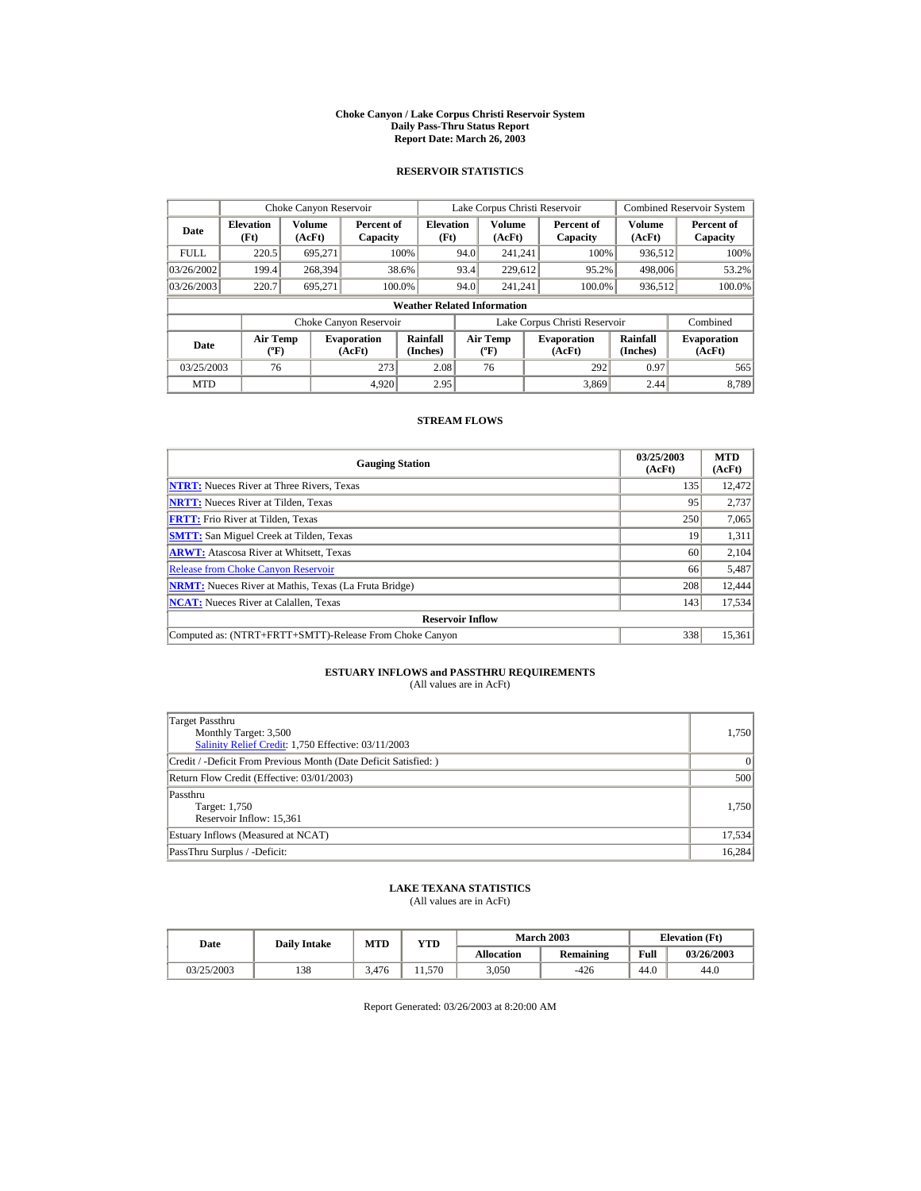# Choke Canyon / Lake Corpus Christi Reservoir System
## Daily Pass-Thru Status Report
## Report Date: March 26, 2003

### RESERVOIR STATISTICS

| Date | Choke Canyon Reservoir | | | Lake Corpus Christi Reservoir | | | Combined Reservoir System | |
|---|---|---|---|---|---|---|---|---|
| | Elevation (Ft) | Volume (AcFt) | Percent of Capacity | Elevation (Ft) | Volume (AcFt) | Percent of Capacity | Volume (AcFt) | Percent of Capacity |
| FULL | 220.5 | 695,271 | 100% | 94.0 | 241,241 | 100% | 936,512 | 100% |
| 03/26/2002 | 199.4 | 268,394 | 38.6% | 93.4 | 229,612 | 95.2% | 498,006 | 53.2% |
| 03/26/2003 | 220.7 | 695,271 | 100.0% | 94.0 | 241,241 | 100.0% | 936,512 | 100.0% |

**Weather Related Information**

| Date | Choke Canyon Reservoir | | | Lake Corpus Christi Reservoir | | | Combined |
|---|---|---|---|---|---|---|---|
| | Air Temp (ºF) | Evaporation (AcFt) | Rainfall (Inches) | Air Temp (ºF) | Evaporation (AcFt) | Rainfall (Inches) | Evaporation (AcFt) |
| 03/25/2003 | 76 | 273 | 2.08 | 76 | 292 | 0.97 | 565 |
| MTD | | 4,920 | 2.95 | | 3,869 | 2.44 | 8,789 |

### STREAM FLOWS

| Gauging Station | 03/25/2003 (AcFt) | MTD (AcFt) |
|---|---|---|
| NTRT: Nueces River at Three Rivers, Texas | 135 | 12,472 |
| NRTT: Nueces River at Tilden, Texas | 95 | 2,737 |
| FRTT: Frio River at Tilden, Texas | 250 | 7,065 |
| SMTT: San Miguel Creek at Tilden, Texas | 19 | 1,311 |
| ARWT: Atascosa River at Whitsett, Texas | 60 | 2,104 |
| Release from Choke Canyon Reservoir | 66 | 5,487 |
| NRMT: Nueces River at Mathis, Texas (La Fruta Bridge) | 208 | 12,444 |
| NCAT: Nueces River at Calallen, Texas | 143 | 17,534 |
| **Reservoir Inflow** | | |
| Computed as: (NTRT+FRTT+SMTT)-Release From Choke Canyon | 338 | 15,361 |

### ESTUARY INFLOWS and PASSTHRU REQUIREMENTS
(All values are in AcFt)

| | |
|---|---|
| Target Passthru<br>Monthly Target: 3,500<br>Salinity Relief Credit: 1,750 Effective: 03/11/2003 | 1,750 |
| Credit / -Deficit From Previous Month (Date Deficit Satisfied: ) | 0 |
| Return Flow Credit (Effective: 03/01/2003) | 500 |
| Passthru<br>Target: 1,750<br>Reservoir Inflow: 15,361 | 1,750 |
| Estuary Inflows (Measured at NCAT) | 17,534 |
| PassThru Surplus / -Deficit: | 16,284 |

### LAKE TEXANA STATISTICS
(All values are in AcFt)

| Date | Daily Intake | MTD | YTD | March 2003 | | Elevation (Ft) | |
|---|---|---|---|---|---|---|---|
| | | | | Allocation | Remaining | Full | 03/26/2003 |
| 03/25/2003 | 138 | 3,476 | 11,570 | 3,050 | -426 | 44.0 | 44.0 |

Report Generated: 03/26/2003 at 8:20:00 AM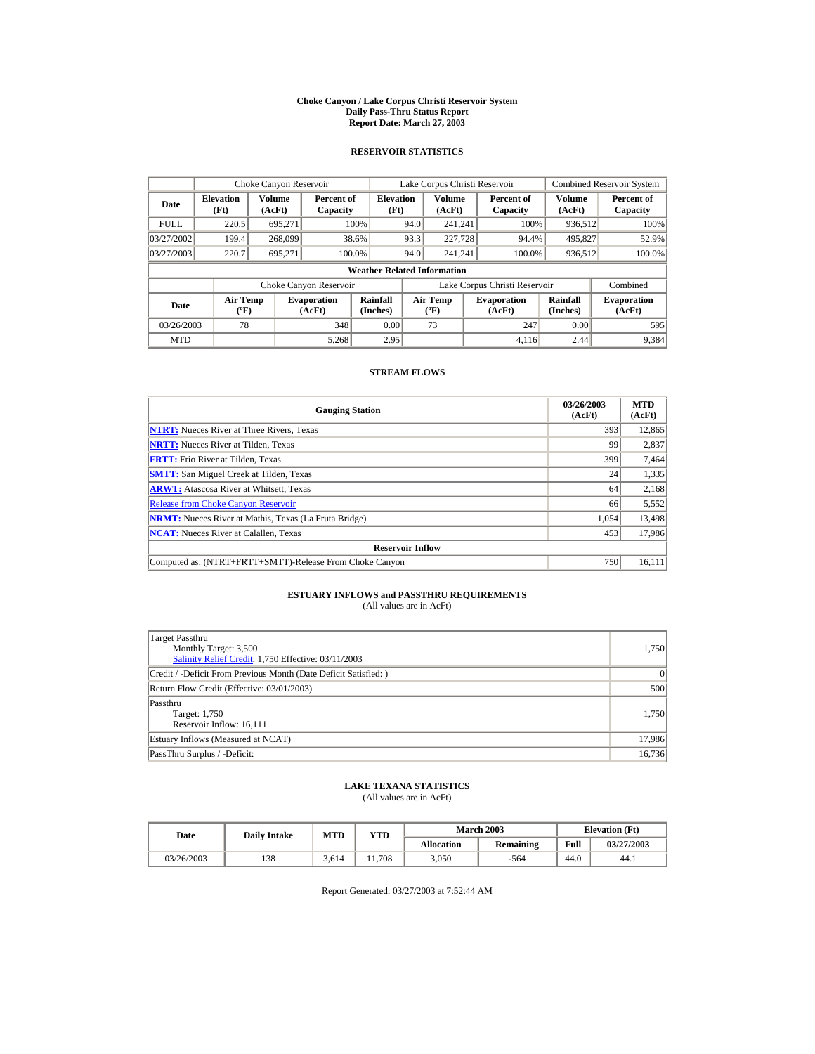# Choke Canyon / Lake Corpus Christi Reservoir System
## Daily Pass-Thru Status Report
## Report Date: March 27, 2003

### RESERVOIR STATISTICS

| Date | Choke Canyon Reservoir | | | Lake Corpus Christi Reservoir | | | Combined Reservoir System | |
|---|---|---|---|---|---|---|---|---|
| | Elevation (Ft) | Volume (AcFt) | Percent of Capacity | Elevation (Ft) | Volume (AcFt) | Percent of Capacity | Volume (AcFt) | Percent of Capacity |
| FULL | 220.5 | 695,271 | 100% | 94.0 | 241,241 | 100% | 936,512 | 100% |
| 03/27/2002 | 199.4 | 268,099 | 38.6% | 93.3 | 227,728 | 94.4% | 495,827 | 52.9% |
| 03/27/2003 | 220.7 | 695,271 | 100.0% | 94.0 | 241,241 | 100.0% | 936,512 | 100.0% |

**Weather Related Information**

| Date | Choke Canyon Reservoir | | | Lake Corpus Christi Reservoir | | | Combined |
|---|---|---|---|---|---|---|---|
| | Air Temp (ºF) | Evaporation (AcFt) | Rainfall (Inches) | Air Temp (ºF) | Evaporation (AcFt) | Rainfall (Inches) | Evaporation (AcFt) |
| 03/26/2003 | 78 | 348 | 0.00 | 73 | 247 | 0.00 | 595 |
| MTD | | 5,268 | 2.95 | | 4,116 | 2.44 | 9,384 |

### STREAM FLOWS

| Gauging Station | 03/26/2003 (AcFt) | MTD (AcFt) |
|---|---|---|
| NTRT: Nueces River at Three Rivers, Texas | 393 | 12,865 |
| NRTT: Nueces River at Tilden, Texas | 99 | 2,837 |
| FRTT: Frio River at Tilden, Texas | 399 | 7,464 |
| SMTT: San Miguel Creek at Tilden, Texas | 24 | 1,335 |
| ARWT: Atascosa River at Whitsett, Texas | 64 | 2,168 |
| Release from Choke Canyon Reservoir | 66 | 5,552 |
| NRMT: Nueces River at Mathis, Texas (La Fruta Bridge) | 1,054 | 13,498 |
| NCAT: Nueces River at Calallen, Texas | 453 | 17,986 |
| **Reservoir Inflow** | | |
| Computed as: (NTRT+FRTT+SMTT)-Release From Choke Canyon | 750 | 16,111 |

### ESTUARY INFLOWS and PASSTHRU REQUIREMENTS
(All values are in AcFt)

| | |
|---|---|
| Target Passthru<br>Monthly Target: 3,500<br>Salinity Relief Credit: 1,750 Effective: 03/11/2003 | 1,750 |
| Credit / -Deficit From Previous Month (Date Deficit Satisfied: ) | 0 |
| Return Flow Credit (Effective: 03/01/2003) | 500 |
| Passthru<br>Target: 1,750<br>Reservoir Inflow: 16,111 | 1,750 |
| Estuary Inflows (Measured at NCAT) | 17,986 |
| PassThru Surplus / -Deficit: | 16,736 |

### LAKE TEXANA STATISTICS
(All values are in AcFt)

| Date | Daily Intake | MTD | YTD | March 2003 | | Elevation (Ft) | |
|---|---|---|---|---|---|---|---|
| | | | | Allocation | Remaining | Full | 03/27/2003 |
| 03/26/2003 | 138 | 3,614 | 11,708 | 3,050 | -564 | 44.0 | 44.1 |

Report Generated: 03/27/2003 at 7:52:44 AM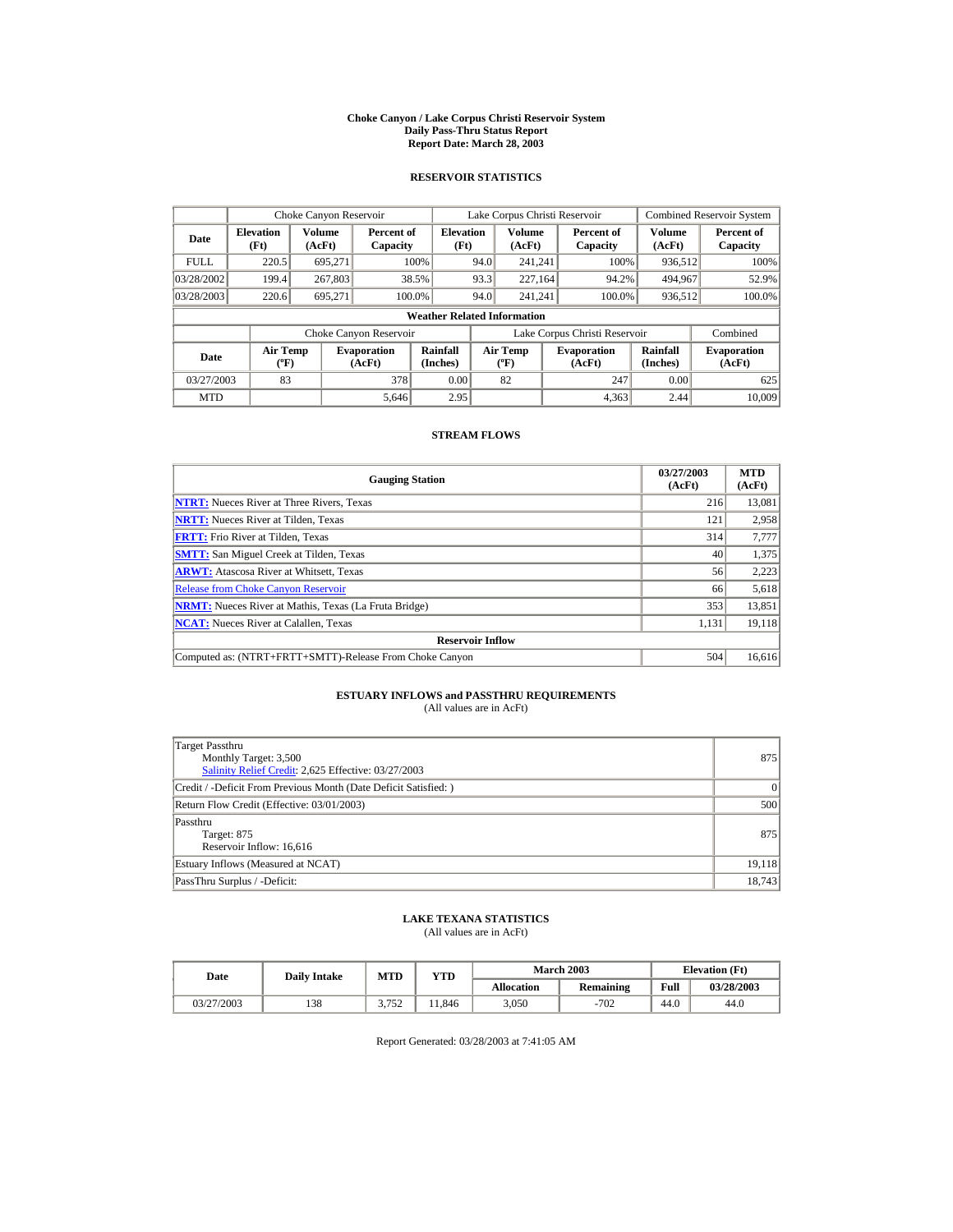# Choke Canyon / Lake Corpus Christi Reservoir System
## Daily Pass-Thru Status Report
## Report Date: March 28, 2003

### RESERVOIR STATISTICS

| Date | Choke Canyon Reservoir | | | Lake Corpus Christi Reservoir | | | Combined Reservoir System | |
|---|---|---|---|---|---|---|---|---|
| | Elevation (Ft) | Volume (AcFt) | Percent of Capacity | Elevation (Ft) | Volume (AcFt) | Percent of Capacity | Volume (AcFt) | Percent of Capacity |
| FULL | 220.5 | 695,271 | 100% | 94.0 | 241,241 | 100% | 936,512 | 100% |
| 03/28/2002 | 199.4 | 267,803 | 38.5% | 93.3 | 227,164 | 94.2% | 494,967 | 52.9% |
| 03/28/2003 | 220.6 | 695,271 | 100.0% | 94.0 | 241,241 | 100.0% | 936,512 | 100.0% |

**Weather Related Information**

| Date | Choke Canyon Reservoir | | | Lake Corpus Christi Reservoir | | | Combined |
|---|---|---|---|---|---|---|---|
| | Air Temp (ºF) | Evaporation (AcFt) | Rainfall (Inches) | Air Temp (ºF) | Evaporation (AcFt) | Rainfall (Inches) | Evaporation (AcFt) |
| 03/27/2003 | 83 | 378 | 0.00 | 82 | 247 | 0.00 | 625 |
| MTD | | 5,646 | 2.95 | | 4,363 | 2.44 | 10,009 |

### STREAM FLOWS

| Gauging Station | 03/27/2003 (AcFt) | MTD (AcFt) |
|---|---|---|
| NTRT: Nueces River at Three Rivers, Texas | 216 | 13,081 |
| NRTT: Nueces River at Tilden, Texas | 121 | 2,958 |
| FRTT: Frio River at Tilden, Texas | 314 | 7,777 |
| SMTT: San Miguel Creek at Tilden, Texas | 40 | 1,375 |
| ARWT: Atascosa River at Whitsett, Texas | 56 | 2,223 |
| Release from Choke Canyon Reservoir | 66 | 5,618 |
| NRMT: Nueces River at Mathis, Texas (La Fruta Bridge) | 353 | 13,851 |
| NCAT: Nueces River at Calallen, Texas | 1,131 | 19,118 |
| **Reservoir Inflow** | | |
| Computed as: (NTRT+FRTT+SMTT)-Release From Choke Canyon | 504 | 16,616 |

### ESTUARY INFLOWS and PASSTHRU REQUIREMENTS
(All values are in AcFt)

| Description | Value |
|---|---|
| Target Passthru<br>Monthly Target: 3,500<br>Salinity Relief Credit: 2,625 Effective: 03/27/2003 | 875 |
| Credit / -Deficit From Previous Month (Date Deficit Satisfied: ) | 0 |
| Return Flow Credit (Effective: 03/01/2003) | 500 |
| Passthru<br>Target: 875<br>Reservoir Inflow: 16,616 | 875 |
| Estuary Inflows (Measured at NCAT) | 19,118 |
| PassThru Surplus / -Deficit: | 18,743 |

### LAKE TEXANA STATISTICS
(All values are in AcFt)

| Date | Daily Intake | MTD | YTD | March 2003 | | Elevation (Ft) | |
|---|---|---|---|---|---|---|---|
| | | | | Allocation | Remaining | Full | 03/28/2003 |
| 03/27/2003 | 138 | 3,752 | 11,846 | 3,050 | -702 | 44.0 | 44.0 |

Report Generated: 03/28/2003 at 7:41:05 AM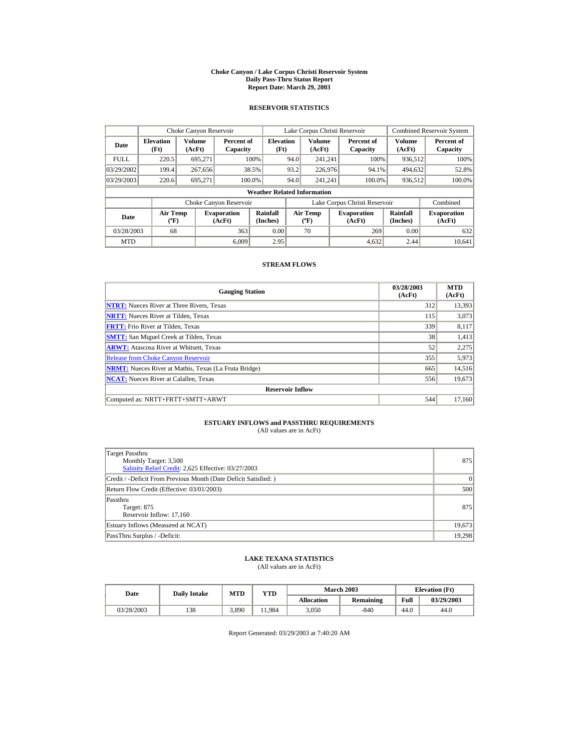**Choke Canyon / Lake Corpus Christi Reservoir System**
**Daily Pass-Thru Status Report**
**Report Date: March 29, 2003**

## RESERVOIR STATISTICS

| | Choke Canyon Reservoir | | | Lake Corpus Christi Reservoir | | | Combined Reservoir System | |
|---|---|---|---|---|---|---|---|---|
| **Date** | **Elevation (Ft)** | **Volume (AcFt)** | **Percent of Capacity** | **Elevation (Ft)** | **Volume (AcFt)** | **Percent of Capacity** | **Volume (AcFt)** | **Percent of Capacity** |
| FULL | 220.5 | 695,271 | 100% | 94.0 | 241,241 | 100% | 936,512 | 100% |
| 03/29/2002 | 199.4 | 267,656 | 38.5% | 93.2 | 226,976 | 94.1% | 494,632 | 52.8% |
| 03/29/2003 | 220.6 | 695,271 | 100.0% | 94.0 | 241,241 | 100.0% | 936,512 | 100.0% |

**Weather Related Information**

| | Choke Canyon Reservoir | | | Lake Corpus Christi Reservoir | | | Combined |
|---|---|---|---|---|---|---|---|
| **Date** | **Air Temp (ºF)** | **Evaporation (AcFt)** | **Rainfall (Inches)** | **Air Temp (ºF)** | **Evaporation (AcFt)** | **Rainfall (Inches)** | **Evaporation (AcFt)** |
| 03/28/2003 | 68 | 363 | 0.00 | 70 | 269 | 0.00 | 632 |
| MTD | | 6,009 | 2.95 | | 4,632 | 2.44 | 10,641 |

## STREAM FLOWS

| Gauging Station | 03/28/2003 (AcFt) | MTD (AcFt) |
|---|---|---|
| **NTRT:** Nueces River at Three Rivers, Texas | 312 | 13,393 |
| **NRTT:** Nueces River at Tilden, Texas | 115 | 3,073 |
| **FRTT:** Frio River at Tilden, Texas | 339 | 8,117 |
| **SMTT:** San Miguel Creek at Tilden, Texas | 38 | 1,413 |
| **ARWT:** Atascosa River at Whitsett, Texas | 52 | 2,275 |
| Release from Choke Canyon Reservoir | 355 | 5,973 |
| **NRMT:** Nueces River at Mathis, Texas (La Fruta Bridge) | 665 | 14,516 |
| **NCAT:** Nueces River at Calallen, Texas | 556 | 19,673 |
| **Reservoir Inflow** | | |
| Computed as: NRTT+FRTT+SMTT+ARWT | 544 | 17,160 |

## ESTUARY INFLOWS and PASSTHRU REQUIREMENTS

(All values are in AcFt)

| | |
|---|---|
| Target Passthru<br>Monthly Target: 3,500<br>Salinity Relief Credit: 2,625 Effective: 03/27/2003 | 875 |
| Credit / -Deficit From Previous Month (Date Deficit Satisfied: ) | 0 |
| Return Flow Credit (Effective: 03/01/2003) | 500 |
| Passthru<br>Target: 875<br>Reservoir Inflow: 17,160 | 875 |
| Estuary Inflows (Measured at NCAT) | 19,673 |
| PassThru Surplus / -Deficit: | 19,298 |

## LAKE TEXANA STATISTICS

(All values are in AcFt)

| Date | Daily Intake | MTD | YTD | March 2003 | | Elevation (Ft) | |
|---|---|---|---|---|---|---|---|
| | | | | **Allocation** | **Remaining** | **Full** | **03/29/2003** |
| 03/28/2003 | 138 | 3,890 | 11,984 | 3,050 | -840 | 44.0 | 44.0 |

Report Generated: 03/29/2003 at 7:40:20 AM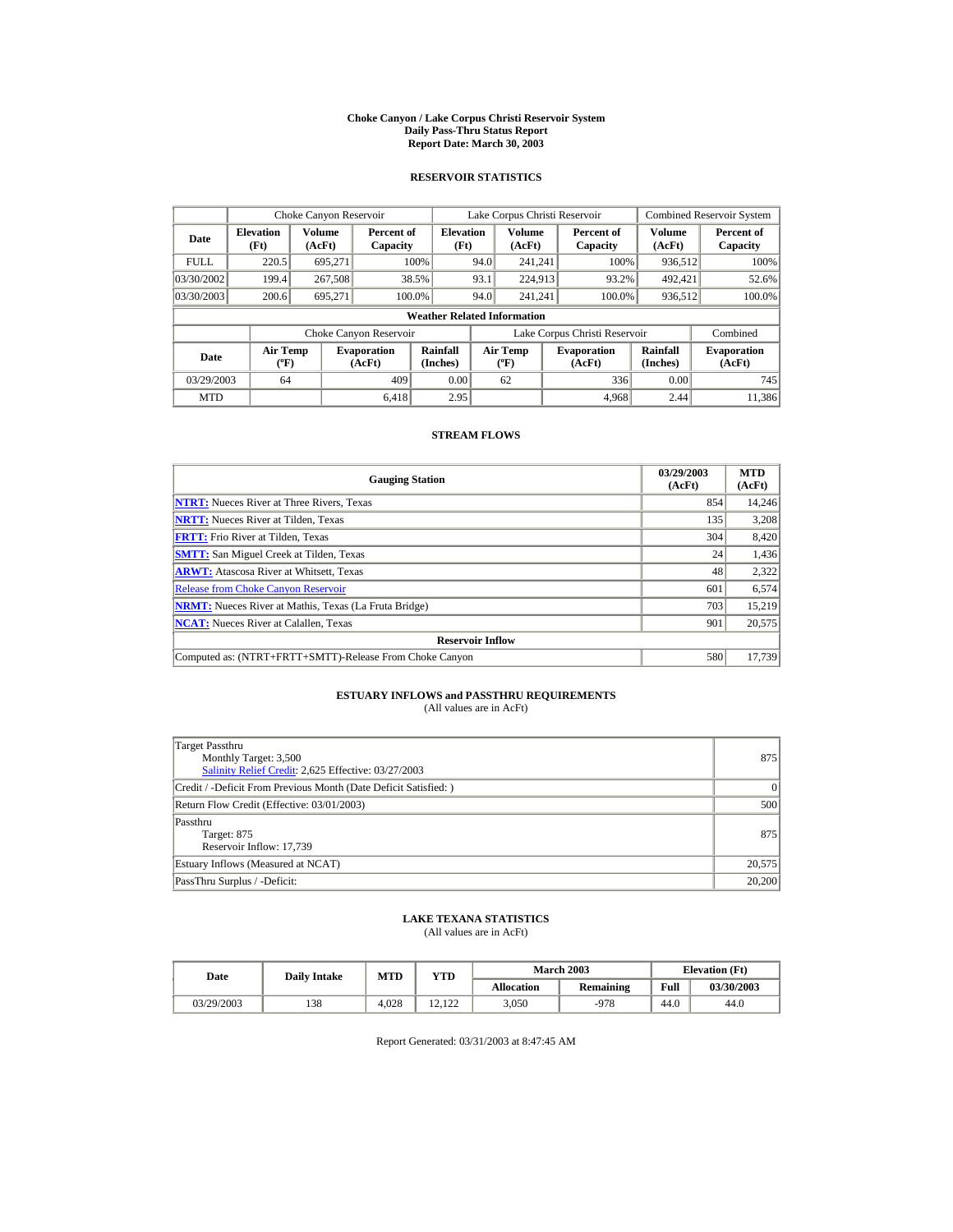# Choke Canyon / Lake Corpus Christi Reservoir System
## Daily Pass-Thru Status Report
## Report Date: March 30, 2003

### RESERVOIR STATISTICS

| | Choke Canyon Reservoir | | | Lake Corpus Christi Reservoir | | | Combined Reservoir System | |
|---|---|---|---|---|---|---|---|---|
| Date | Elevation (Ft) | Volume (AcFt) | Percent of Capacity | Elevation (Ft) | Volume (AcFt) | Percent of Capacity | Volume (AcFt) | Percent of Capacity |
| FULL | 220.5 | 695,271 | 100% | 94.0 | 241,241 | 100% | 936,512 | 100% |
| 03/30/2002 | 199.4 | 267,508 | 38.5% | 93.1 | 224,913 | 93.2% | 492,421 | 52.6% |
| 03/30/2003 | 200.6 | 695,271 | 100.0% | 94.0 | 241,241 | 100.0% | 936,512 | 100.0% |

**Weather Related Information**

| | Choke Canyon Reservoir | | | Lake Corpus Christi Reservoir | | | Combined |
|---|---|---|---|---|---|---|---|
| Date | Air Temp (ºF) | Evaporation (AcFt) | Rainfall (Inches) | Air Temp (ºF) | Evaporation (AcFt) | Rainfall (Inches) | Evaporation (AcFt) |
| 03/29/2003 | 64 | 409 | 0.00 | 62 | 336 | 0.00 | 745 |
| MTD | | 6,418 | 2.95 | | 4,968 | 2.44 | 11,386 |

### STREAM FLOWS

| Gauging Station | 03/29/2003 (AcFt) | MTD (AcFt) |
|---|---|---|
| **NTRT:** Nueces River at Three Rivers, Texas | 854 | 14,246 |
| **NRTT:** Nueces River at Tilden, Texas | 135 | 3,208 |
| **FRTT:** Frio River at Tilden, Texas | 304 | 8,420 |
| **SMTT:** San Miguel Creek at Tilden, Texas | 24 | 1,436 |
| **ARWT:** Atascosa River at Whitsett, Texas | 48 | 2,322 |
| Release from Choke Canyon Reservoir | 601 | 6,574 |
| **NRMT:** Nueces River at Mathis, Texas (La Fruta Bridge) | 703 | 15,219 |
| **NCAT:** Nueces River at Calallen, Texas | 901 | 20,575 |
| **Reservoir Inflow** | | |
| Computed as: (NTRT+FRTT+SMTT)-Release From Choke Canyon | 580 | 17,739 |

### ESTUARY INFLOWS and PASSTHRU REQUIREMENTS
(All values are in AcFt)

| | |
|---|---|
| Target Passthru<br>Monthly Target: 3,500<br>Salinity Relief Credit: 2,625 Effective: 03/27/2003 | 875 |
| Credit / -Deficit From Previous Month (Date Deficit Satisfied: ) | 0 |
| Return Flow Credit (Effective: 03/01/2003) | 500 |
| Passthru<br>Target: 875<br>Reservoir Inflow: 17,739 | 875 |
| Estuary Inflows (Measured at NCAT) | 20,575 |
| PassThru Surplus / -Deficit: | 20,200 |

### LAKE TEXANA STATISTICS
(All values are in AcFt)

| Date | Daily Intake | MTD | YTD | March 2003 | | Elevation (Ft) | |
|---|---|---|---|---|---|---|---|
| | | | | Allocation | Remaining | Full | 03/30/2003 |
| 03/29/2003 | 138 | 4,028 | 12,122 | 3,050 | -978 | 44.0 | 44.0 |

Report Generated: 03/31/2003 at 8:47:45 AM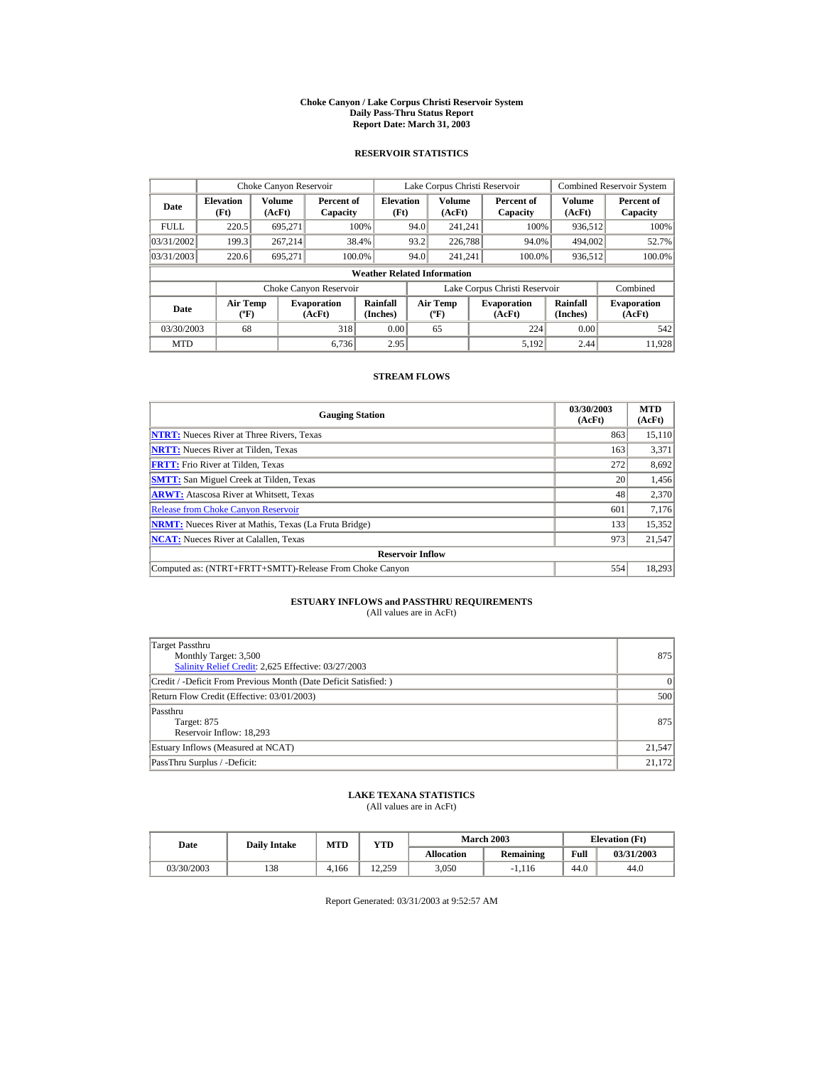# Choke Canyon / Lake Corpus Christi Reservoir System
## Daily Pass-Thru Status Report
### Report Date: March 31, 2003

## RESERVOIR STATISTICS

| | Choke Canyon Reservoir | | | Lake Corpus Christi Reservoir | | | Combined Reservoir System | |
|---|---|---|---|---|---|---|---|---|
| Date | Elevation (Ft) | Volume (AcFt) | Percent of Capacity | Elevation (Ft) | Volume (AcFt) | Percent of Capacity | Volume (AcFt) | Percent of Capacity |
| FULL | 220.5 | 695,271 | 100% | 94.0 | 241,241 | 100% | 936,512 | 100% |
| 03/31/2002 | 199.3 | 267,214 | 38.4% | 93.2 | 226,788 | 94.0% | 494,002 | 52.7% |
| 03/31/2003 | 220.6 | 695,271 | 100.0% | 94.0 | 241,241 | 100.0% | 936,512 | 100.0% |

**Weather Related Information**

| | Choke Canyon Reservoir | | | Lake Corpus Christi Reservoir | | | Combined |
|---|---|---|---|---|---|---|---|
| Date | Air Temp (ºF) | Evaporation (AcFt) | Rainfall (Inches) | Air Temp (ºF) | Evaporation (AcFt) | Rainfall (Inches) | Evaporation (AcFt) |
| 03/30/2003 | 68 | 318 | 0.00 | 65 | 224 | 0.00 | 542 |
| MTD | | 6,736 | 2.95 | | 5,192 | 2.44 | 11,928 |

## STREAM FLOWS

| Gauging Station | 03/30/2003 (AcFt) | MTD (AcFt) |
|---|---|---|
| **NTRT:** Nueces River at Three Rivers, Texas | 863 | 15,110 |
| **NRTT:** Nueces River at Tilden, Texas | 163 | 3,371 |
| **FRTT:** Frio River at Tilden, Texas | 272 | 8,692 |
| **SMTT:** San Miguel Creek at Tilden, Texas | 20 | 1,456 |
| **ARWT:** Atascosa River at Whitsett, Texas | 48 | 2,370 |
| Release from Choke Canyon Reservoir | 601 | 7,176 |
| **NRMT:** Nueces River at Mathis, Texas (La Fruta Bridge) | 133 | 15,352 |
| **NCAT:** Nueces River at Calallen, Texas | 973 | 21,547 |
| **Reservoir Inflow** | | |
| Computed as: (NTRT+FRTT+SMTT)-Release From Choke Canyon | 554 | 18,293 |

## ESTUARY INFLOWS and PASSTHRU REQUIREMENTS
(All values are in AcFt)

| | |
|---|---|
| Target Passthru<br>Monthly Target: 3,500<br>Salinity Relief Credit: 2,625 Effective: 03/27/2003 | 875 |
| Credit / -Deficit From Previous Month (Date Deficit Satisfied: ) | 0 |
| Return Flow Credit (Effective: 03/01/2003) | 500 |
| Passthru<br>Target: 875<br>Reservoir Inflow: 18,293 | 875 |
| Estuary Inflows (Measured at NCAT) | 21,547 |
| PassThru Surplus / -Deficit: | 21,172 |

## LAKE TEXANA STATISTICS
(All values are in AcFt)

| Date | Daily Intake | MTD | YTD | March 2003 | | Elevation (Ft) | |
|---|---|---|---|---|---|---|---|
| | | | | Allocation | Remaining | Full | 03/31/2003 |
| 03/30/2003 | 138 | 4,166 | 12,259 | 3,050 | -1,116 | 44.0 | 44.0 |

Report Generated: 03/31/2003 at 9:52:57 AM